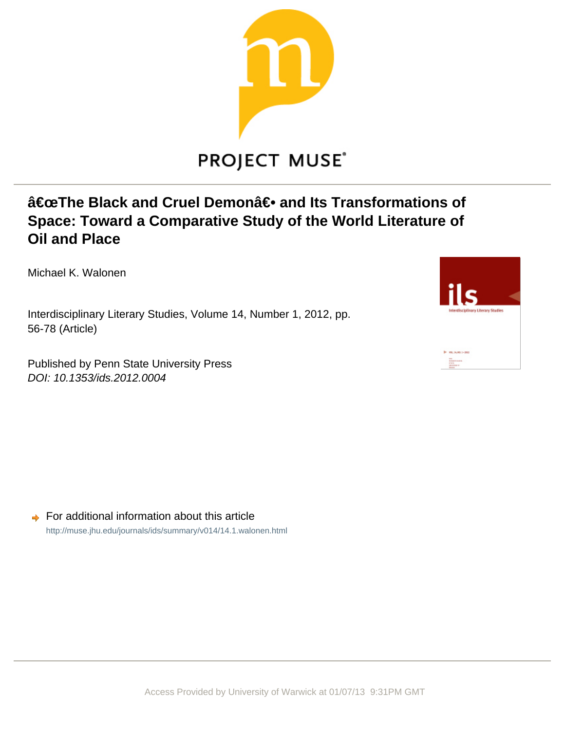# â€œThe Black and Cruel Demonâ€• and Its Transformations of Space: Toward a Comparative Study of the World Literature of Oil and Place

Michael K. Walonen

Interdisciplinary Literary Studies, Volume 14, Number 1, 2012, pp. 56-78 (Article)

Published by Penn State University Press
*DOI: 10.1353/ids.2012.0004*

For additional information about this article

http://muse.jhu.edu/journals/ids/summary/v014/14.1.walonen.html

Access Provided by University of Warwick at 01/07/13 9:31PM GMT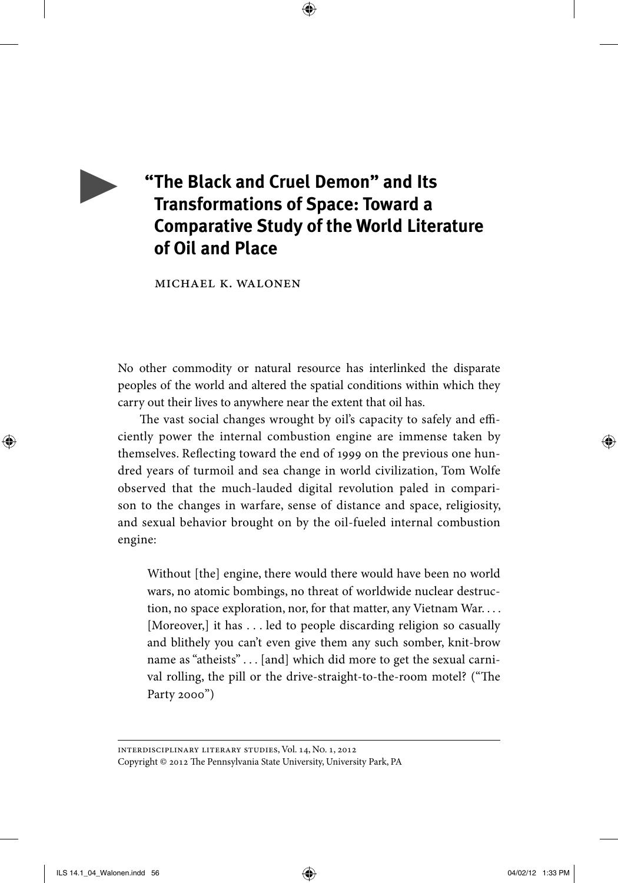# "The Black and Cruel Demon" and Its Transformations of Space: Toward a Comparative Study of the World Literature of Oil and Place

MICHAEL K. WALONEN

No other commodity or natural resource has interlinked the disparate peoples of the world and altered the spatial conditions within which they carry out their lives to anywhere near the extent that oil has.

The vast social changes wrought by oil's capacity to safely and efficiently power the internal combustion engine are immense taken by themselves. Reflecting toward the end of 1999 on the previous one hundred years of turmoil and sea change in world civilization, Tom Wolfe observed that the much-lauded digital revolution paled in comparison to the changes in warfare, sense of distance and space, religiosity, and sexual behavior brought on by the oil-fueled internal combustion engine:

> Without [the] engine, there would there would have been no world wars, no atomic bombings, no threat of worldwide nuclear destruction, no space exploration, nor, for that matter, any Vietnam War. . . . [Moreover,] it has . . . led to people discarding religion so casually and blithely you can't even give them any such somber, knit-brow name as "atheists" . . . [and] which did more to get the sexual carnival rolling, the pill or the drive-straight-to-the-room motel? ("The Party 2000")

INTERDISCIPLINARY LITERARY STUDIES, Vol. 14, No. 1, 2012
Copyright © 2012 The Pennsylvania State University, University Park, PA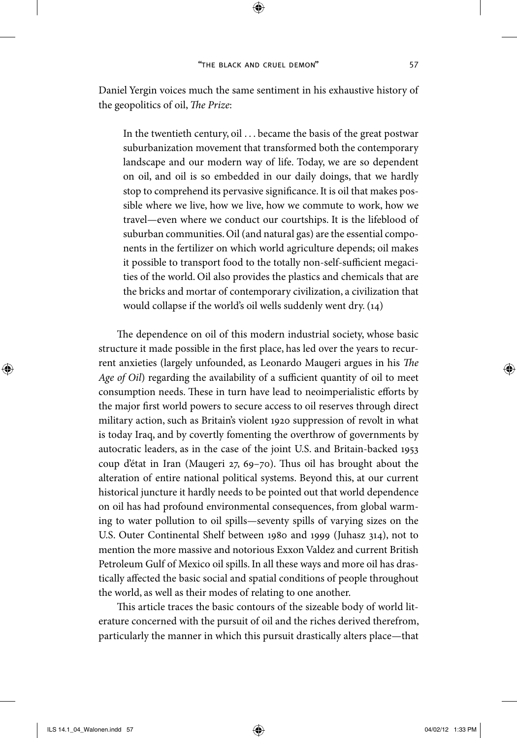Daniel Yergin voices much the same sentiment in his exhaustive history of the geopolitics of oil, *The Prize*:

> In the twentieth century, oil . . . became the basis of the great postwar suburbanization movement that transformed both the contemporary landscape and our modern way of life. Today, we are so dependent on oil, and oil is so embedded in our daily doings, that we hardly stop to comprehend its pervasive significance. It is oil that makes possible where we live, how we live, how we commute to work, how we travel—even where we conduct our courtships. It is the lifeblood of suburban communities. Oil (and natural gas) are the essential components in the fertilizer on which world agriculture depends; oil makes it possible to transport food to the totally non-self-sufficient megacities of the world. Oil also provides the plastics and chemicals that are the bricks and mortar of contemporary civilization, a civilization that would collapse if the world's oil wells suddenly went dry. (14)

The dependence on oil of this modern industrial society, whose basic structure it made possible in the first place, has led over the years to recurrent anxieties (largely unfounded, as Leonardo Maugeri argues in his *The Age of Oil*) regarding the availability of a sufficient quantity of oil to meet consumption needs. These in turn have lead to neoimperialistic efforts by the major first world powers to secure access to oil reserves through direct military action, such as Britain's violent 1920 suppression of revolt in what is today Iraq, and by covertly fomenting the overthrow of governments by autocratic leaders, as in the case of the joint U.S. and Britain-backed 1953 coup d'état in Iran (Maugeri 27, 69–70). Thus oil has brought about the alteration of entire national political systems. Beyond this, at our current historical juncture it hardly needs to be pointed out that world dependence on oil has had profound environmental consequences, from global warming to water pollution to oil spills—seventy spills of varying sizes on the U.S. Outer Continental Shelf between 1980 and 1999 (Juhasz 314), not to mention the more massive and notorious Exxon Valdez and current British Petroleum Gulf of Mexico oil spills. In all these ways and more oil has drastically affected the basic social and spatial conditions of people throughout the world, as well as their modes of relating to one another.

This article traces the basic contours of the sizeable body of world literature concerned with the pursuit of oil and the riches derived therefrom, particularly the manner in which this pursuit drastically alters place—that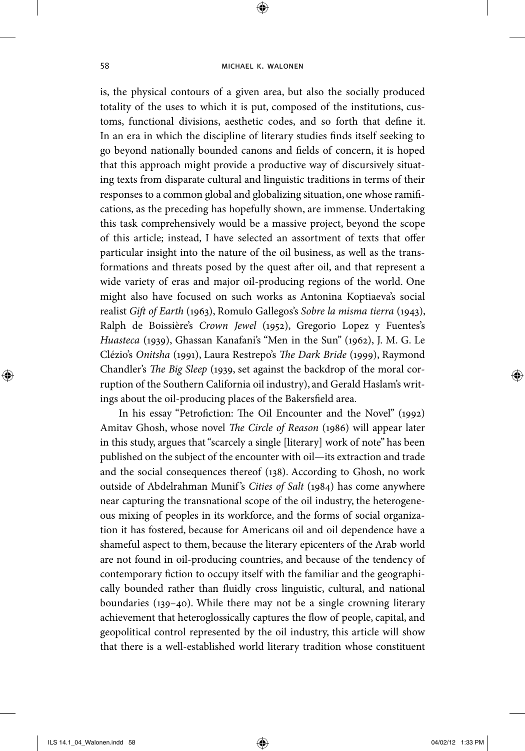is, the physical contours of a given area, but also the socially produced totality of the uses to which it is put, composed of the institutions, customs, functional divisions, aesthetic codes, and so forth that define it. In an era in which the discipline of literary studies finds itself seeking to go beyond nationally bounded canons and fields of concern, it is hoped that this approach might provide a productive way of discursively situating texts from disparate cultural and linguistic traditions in terms of their responses to a common global and globalizing situation, one whose ramifications, as the preceding has hopefully shown, are immense. Undertaking this task comprehensively would be a massive project, beyond the scope of this article; instead, I have selected an assortment of texts that offer particular insight into the nature of the oil business, as well as the transformations and threats posed by the quest after oil, and that represent a wide variety of eras and major oil-producing regions of the world. One might also have focused on such works as Antonina Koptiaeva's social realist *Gift of Earth* (1963), Romulo Gallegos's *Sobre la misma tierra* (1943), Ralph de Boissière's *Crown Jewel* (1952), Gregorio Lopez y Fuentes's *Huasteca* (1939), Ghassan Kanafani's "Men in the Sun" (1962), J. M. G. Le Clézio's *Onitsha* (1991), Laura Restrepo's *The Dark Bride* (1999), Raymond Chandler's *The Big Sleep* (1939, set against the backdrop of the moral corruption of the Southern California oil industry), and Gerald Haslam's writings about the oil-producing places of the Bakersfield area.

In his essay "Petrofiction: The Oil Encounter and the Novel" (1992) Amitav Ghosh, whose novel *The Circle of Reason* (1986) will appear later in this study, argues that "scarcely a single [literary] work of note" has been published on the subject of the encounter with oil—its extraction and trade and the social consequences thereof (138). According to Ghosh, no work outside of Abdelrahman Munif's *Cities of Salt* (1984) has come anywhere near capturing the transnational scope of the oil industry, the heterogeneous mixing of peoples in its workforce, and the forms of social organization it has fostered, because for Americans oil and oil dependence have a shameful aspect to them, because the literary epicenters of the Arab world are not found in oil-producing countries, and because of the tendency of contemporary fiction to occupy itself with the familiar and the geographically bounded rather than fluidly cross linguistic, cultural, and national boundaries (139–40). While there may not be a single crowning literary achievement that heteroglossically captures the flow of people, capital, and geopolitical control represented by the oil industry, this article will show that there is a well-established world literary tradition whose constituent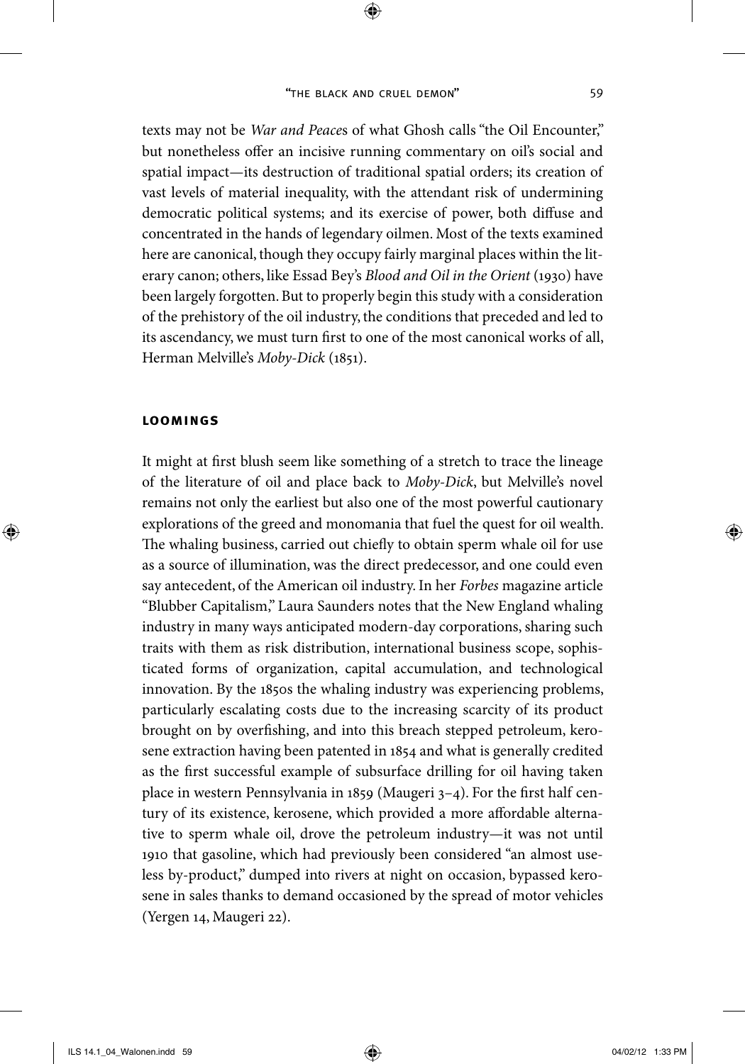texts may not be *War and Peace*s of what Ghosh calls "the Oil Encounter," but nonetheless offer an incisive running commentary on oil's social and spatial impact—its destruction of traditional spatial orders; its creation of vast levels of material inequality, with the attendant risk of undermining democratic political systems; and its exercise of power, both diffuse and concentrated in the hands of legendary oilmen. Most of the texts examined here are canonical, though they occupy fairly marginal places within the literary canon; others, like Essad Bey's *Blood and Oil in the Orient* (1930) have been largely forgotten. But to properly begin this study with a consideration of the prehistory of the oil industry, the conditions that preceded and led to its ascendancy, we must turn first to one of the most canonical works of all, Herman Melville's *Moby-Dick* (1851).

## LOOMINGS

It might at first blush seem like something of a stretch to trace the lineage of the literature of oil and place back to *Moby-Dick*, but Melville's novel remains not only the earliest but also one of the most powerful cautionary explorations of the greed and monomania that fuel the quest for oil wealth. The whaling business, carried out chiefly to obtain sperm whale oil for use as a source of illumination, was the direct predecessor, and one could even say antecedent, of the American oil industry. In her *Forbes* magazine article "Blubber Capitalism," Laura Saunders notes that the New England whaling industry in many ways anticipated modern-day corporations, sharing such traits with them as risk distribution, international business scope, sophisticated forms of organization, capital accumulation, and technological innovation. By the 1850s the whaling industry was experiencing problems, particularly escalating costs due to the increasing scarcity of its product brought on by overfishing, and into this breach stepped petroleum, kerosene extraction having been patented in 1854 and what is generally credited as the first successful example of subsurface drilling for oil having taken place in western Pennsylvania in 1859 (Maugeri 3–4). For the first half century of its existence, kerosene, which provided a more affordable alternative to sperm whale oil, drove the petroleum industry—it was not until 1910 that gasoline, which had previously been considered "an almost useless by-product," dumped into rivers at night on occasion, bypassed kerosene in sales thanks to demand occasioned by the spread of motor vehicles (Yergen 14, Maugeri 22).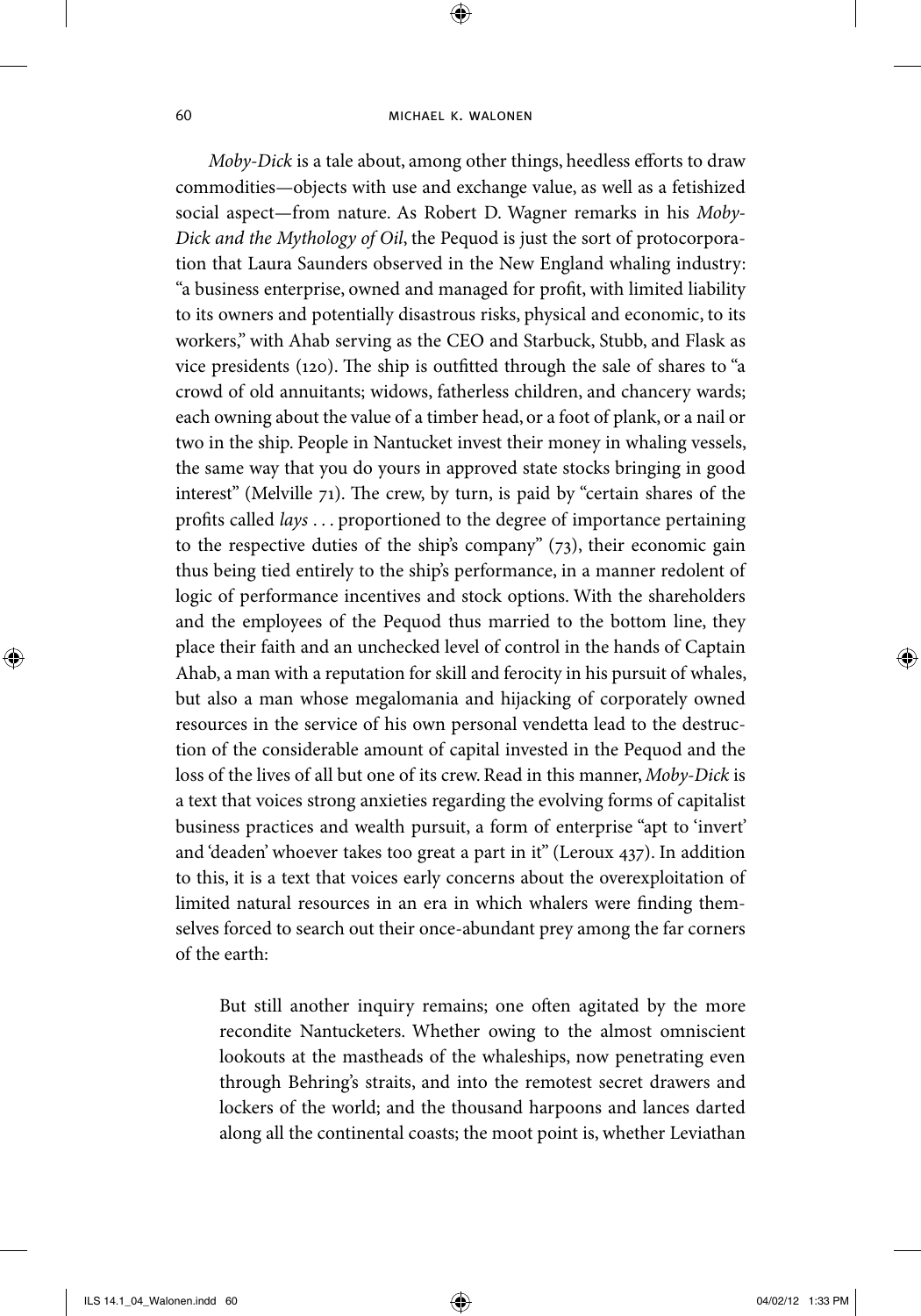*Moby-Dick* is a tale about, among other things, heedless efforts to draw commodities—objects with use and exchange value, as well as a fetishized social aspect—from nature. As Robert D. Wagner remarks in his *Moby-Dick and the Mythology of Oil*, the Pequod is just the sort of protocorporation that Laura Saunders observed in the New England whaling industry: "a business enterprise, owned and managed for profit, with limited liability to its owners and potentially disastrous risks, physical and economic, to its workers," with Ahab serving as the CEO and Starbuck, Stubb, and Flask as vice presidents (120). The ship is outfitted through the sale of shares to "a crowd of old annuitants; widows, fatherless children, and chancery wards; each owning about the value of a timber head, or a foot of plank, or a nail or two in the ship. People in Nantucket invest their money in whaling vessels, the same way that you do yours in approved state stocks bringing in good interest" (Melville 71). The crew, by turn, is paid by "certain shares of the profits called *lays* . . . proportioned to the degree of importance pertaining to the respective duties of the ship's company" (73), their economic gain thus being tied entirely to the ship's performance, in a manner redolent of logic of performance incentives and stock options. With the shareholders and the employees of the Pequod thus married to the bottom line, they place their faith and an unchecked level of control in the hands of Captain Ahab, a man with a reputation for skill and ferocity in his pursuit of whales, but also a man whose megalomania and hijacking of corporately owned resources in the service of his own personal vendetta lead to the destruction of the considerable amount of capital invested in the Pequod and the loss of the lives of all but one of its crew. Read in this manner, *Moby-Dick* is a text that voices strong anxieties regarding the evolving forms of capitalist business practices and wealth pursuit, a form of enterprise "apt to 'invert' and 'deaden' whoever takes too great a part in it" (Leroux 437). In addition to this, it is a text that voices early concerns about the overexploitation of limited natural resources in an era in which whalers were finding themselves forced to search out their once-abundant prey among the far corners of the earth:

> But still another inquiry remains; one often agitated by the more recondite Nantucketers. Whether owing to the almost omniscient lookouts at the mastheads of the whaleships, now penetrating even through Behring's straits, and into the remotest secret drawers and lockers of the world; and the thousand harpoons and lances darted along all the continental coasts; the moot point is, whether Leviathan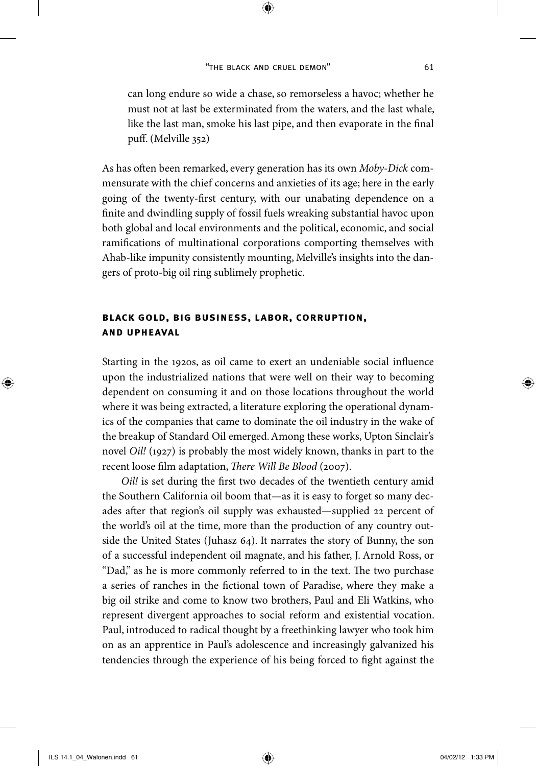> can long endure so wide a chase, so remorseless a havoc; whether he must not at last be exterminated from the waters, and the last whale, like the last man, smoke his last pipe, and then evaporate in the final puff. (Melville 352)

As has often been remarked, every generation has its own *Moby-Dick* commensurate with the chief concerns and anxieties of its age; here in the early going of the twenty-first century, with our unabating dependence on a finite and dwindling supply of fossil fuels wreaking substantial havoc upon both global and local environments and the political, economic, and social ramifications of multinational corporations comporting themselves with Ahab-like impunity consistently mounting, Melville's insights into the dangers of proto-big oil ring sublimely prophetic.

## BLACK GOLD, BIG BUSINESS, LABOR, CORRUPTION, AND UPHEAVAL

Starting in the 1920s, as oil came to exert an undeniable social influence upon the industrialized nations that were well on their way to becoming dependent on consuming it and on those locations throughout the world where it was being extracted, a literature exploring the operational dynamics of the companies that came to dominate the oil industry in the wake of the breakup of Standard Oil emerged. Among these works, Upton Sinclair's novel *Oil!* (1927) is probably the most widely known, thanks in part to the recent loose film adaptation, *There Will Be Blood* (2007).

*Oil!* is set during the first two decades of the twentieth century amid the Southern California oil boom that—as it is easy to forget so many decades after that region's oil supply was exhausted—supplied 22 percent of the world's oil at the time, more than the production of any country outside the United States (Juhasz 64). It narrates the story of Bunny, the son of a successful independent oil magnate, and his father, J. Arnold Ross, or "Dad," as he is more commonly referred to in the text. The two purchase a series of ranches in the fictional town of Paradise, where they make a big oil strike and come to know two brothers, Paul and Eli Watkins, who represent divergent approaches to social reform and existential vocation. Paul, introduced to radical thought by a freethinking lawyer who took him on as an apprentice in Paul's adolescence and increasingly galvanized his tendencies through the experience of his being forced to fight against the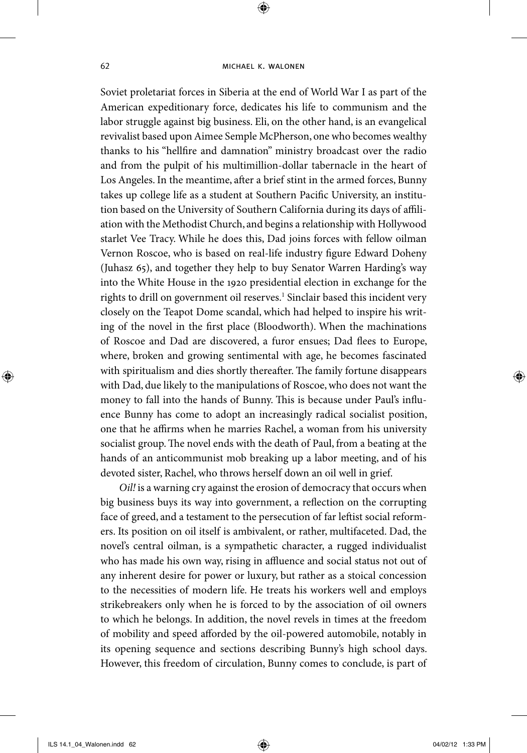Soviet proletariat forces in Siberia at the end of World War I as part of the American expeditionary force, dedicates his life to communism and the labor struggle against big business. Eli, on the other hand, is an evangelical revivalist based upon Aimee Semple McPherson, one who becomes wealthy thanks to his "hellfire and damnation" ministry broadcast over the radio and from the pulpit of his multimillion-dollar tabernacle in the heart of Los Angeles. In the meantime, after a brief stint in the armed forces, Bunny takes up college life as a student at Southern Pacific University, an institution based on the University of Southern California during its days of affiliation with the Methodist Church, and begins a relationship with Hollywood starlet Vee Tracy. While he does this, Dad joins forces with fellow oilman Vernon Roscoe, who is based on real-life industry figure Edward Doheny (Juhasz 65), and together they help to buy Senator Warren Harding's way into the White House in the 1920 presidential election in exchange for the rights to drill on government oil reserves.[1] Sinclair based this incident very closely on the Teapot Dome scandal, which had helped to inspire his writing of the novel in the first place (Bloodworth). When the machinations of Roscoe and Dad are discovered, a furor ensues; Dad flees to Europe, where, broken and growing sentimental with age, he becomes fascinated with spiritualism and dies shortly thereafter. The family fortune disappears with Dad, due likely to the manipulations of Roscoe, who does not want the money to fall into the hands of Bunny. This is because under Paul's influence Bunny has come to adopt an increasingly radical socialist position, one that he affirms when he marries Rachel, a woman from his university socialist group. The novel ends with the death of Paul, from a beating at the hands of an anticommunist mob breaking up a labor meeting, and of his devoted sister, Rachel, who throws herself down an oil well in grief.

*Oil!* is a warning cry against the erosion of democracy that occurs when big business buys its way into government, a reflection on the corrupting face of greed, and a testament to the persecution of far leftist social reformers. Its position on oil itself is ambivalent, or rather, multifaceted. Dad, the novel's central oilman, is a sympathetic character, a rugged individualist who has made his own way, rising in affluence and social status not out of any inherent desire for power or luxury, but rather as a stoical concession to the necessities of modern life. He treats his workers well and employs strikebreakers only when he is forced to by the association of oil owners to which he belongs. In addition, the novel revels in times at the freedom of mobility and speed afforded by the oil-powered automobile, notably in its opening sequence and sections describing Bunny's high school days. However, this freedom of circulation, Bunny comes to conclude, is part of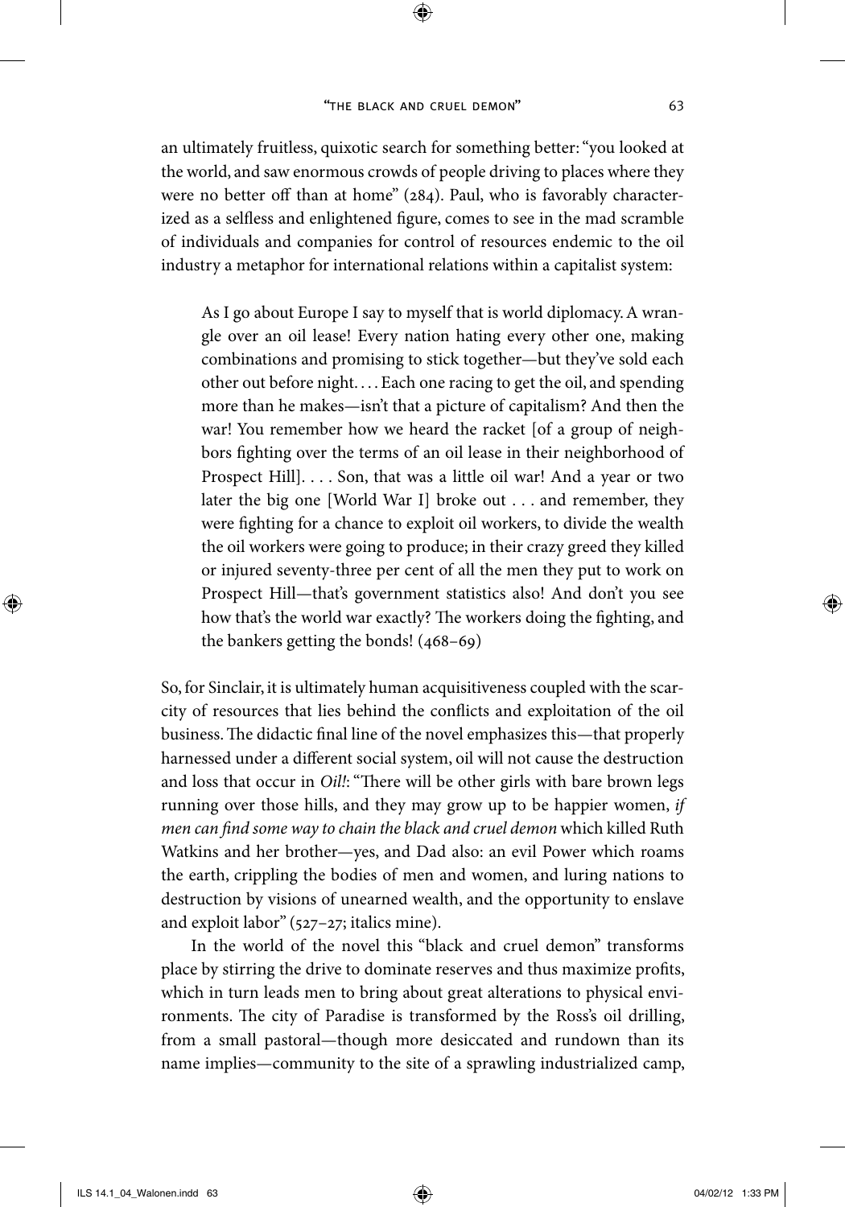an ultimately fruitless, quixotic search for something better: "you looked at the world, and saw enormous crowds of people driving to places where they were no better off than at home" (284). Paul, who is favorably characterized as a selfless and enlightened figure, comes to see in the mad scramble of individuals and companies for control of resources endemic to the oil industry a metaphor for international relations within a capitalist system:

> As I go about Europe I say to myself that is world diplomacy. A wrangle over an oil lease! Every nation hating every other one, making combinations and promising to stick together—but they've sold each other out before night. . . . Each one racing to get the oil, and spending more than he makes—isn't that a picture of capitalism? And then the war! You remember how we heard the racket [of a group of neighbors fighting over the terms of an oil lease in their neighborhood of Prospect Hill]. . . . Son, that was a little oil war! And a year or two later the big one [World War I] broke out . . . and remember, they were fighting for a chance to exploit oil workers, to divide the wealth the oil workers were going to produce; in their crazy greed they killed or injured seventy-three per cent of all the men they put to work on Prospect Hill—that's government statistics also! And don't you see how that's the world war exactly? The workers doing the fighting, and the bankers getting the bonds! (468–69)

So, for Sinclair, it is ultimately human acquisitiveness coupled with the scarcity of resources that lies behind the conflicts and exploitation of the oil business. The didactic final line of the novel emphasizes this—that properly harnessed under a different social system, oil will not cause the destruction and loss that occur in *Oil!*: "There will be other girls with bare brown legs running over those hills, and they may grow up to be happier women, *if men can find some way to chain the black and cruel demon* which killed Ruth Watkins and her brother—yes, and Dad also: an evil Power which roams the earth, crippling the bodies of men and women, and luring nations to destruction by visions of unearned wealth, and the opportunity to enslave and exploit labor" (527–27; italics mine).

In the world of the novel this "black and cruel demon" transforms place by stirring the drive to dominate reserves and thus maximize profits, which in turn leads men to bring about great alterations to physical environments. The city of Paradise is transformed by the Ross's oil drilling, from a small pastoral—though more desiccated and rundown than its name implies—community to the site of a sprawling industrialized camp,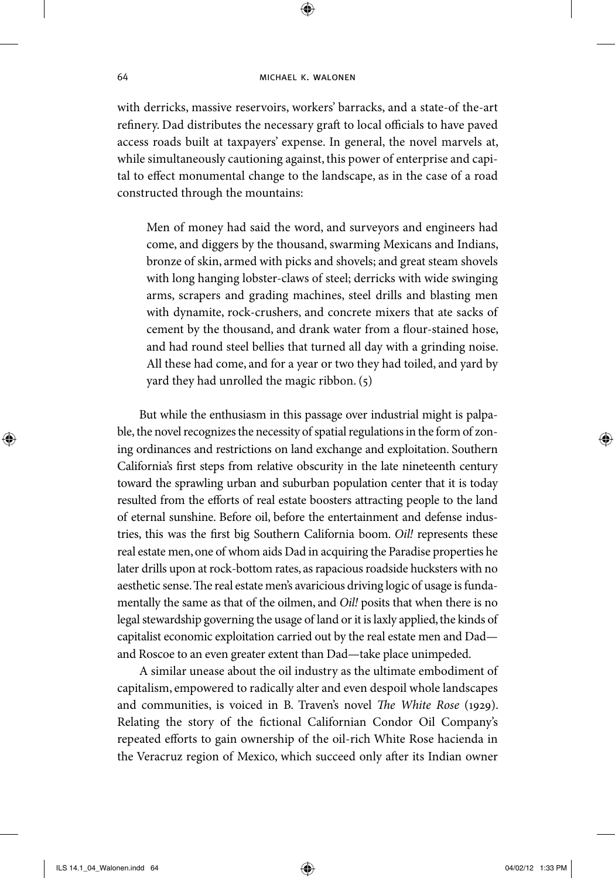with derricks, massive reservoirs, workers' barracks, and a state-of-the-art refinery. Dad distributes the necessary graft to local officials to have paved access roads built at taxpayers' expense. In general, the novel marvels at, while simultaneously cautioning against, this power of enterprise and capital to effect monumental change to the landscape, as in the case of a road constructed through the mountains:

> Men of money had said the word, and surveyors and engineers had come, and diggers by the thousand, swarming Mexicans and Indians, bronze of skin, armed with picks and shovels; and great steam shovels with long hanging lobster-claws of steel; derricks with wide swinging arms, scrapers and grading machines, steel drills and blasting men with dynamite, rock-crushers, and concrete mixers that ate sacks of cement by the thousand, and drank water from a flour-stained hose, and had round steel bellies that turned all day with a grinding noise. All these had come, and for a year or two they had toiled, and yard by yard they had unrolled the magic ribbon. (5)

But while the enthusiasm in this passage over industrial might is palpable, the novel recognizes the necessity of spatial regulations in the form of zoning ordinances and restrictions on land exchange and exploitation. Southern California's first steps from relative obscurity in the late nineteenth century toward the sprawling urban and suburban population center that it is today resulted from the efforts of real estate boosters attracting people to the land of eternal sunshine. Before oil, before the entertainment and defense industries, this was the first big Southern California boom. *Oil!* represents these real estate men, one of whom aids Dad in acquiring the Paradise properties he later drills upon at rock-bottom rates, as rapacious roadside hucksters with no aesthetic sense. The real estate men's avaricious driving logic of usage is fundamentally the same as that of the oilmen, and *Oil!* posits that when there is no legal stewardship governing the usage of land or it is laxly applied, the kinds of capitalist economic exploitation carried out by the real estate men and Dad—and Roscoe to an even greater extent than Dad—take place unimpeded.

A similar unease about the oil industry as the ultimate embodiment of capitalism, empowered to radically alter and even despoil whole landscapes and communities, is voiced in B. Traven's novel *The White Rose* (1929). Relating the story of the fictional Californian Condor Oil Company's repeated efforts to gain ownership of the oil-rich White Rose hacienda in the Veracruz region of Mexico, which succeed only after its Indian owner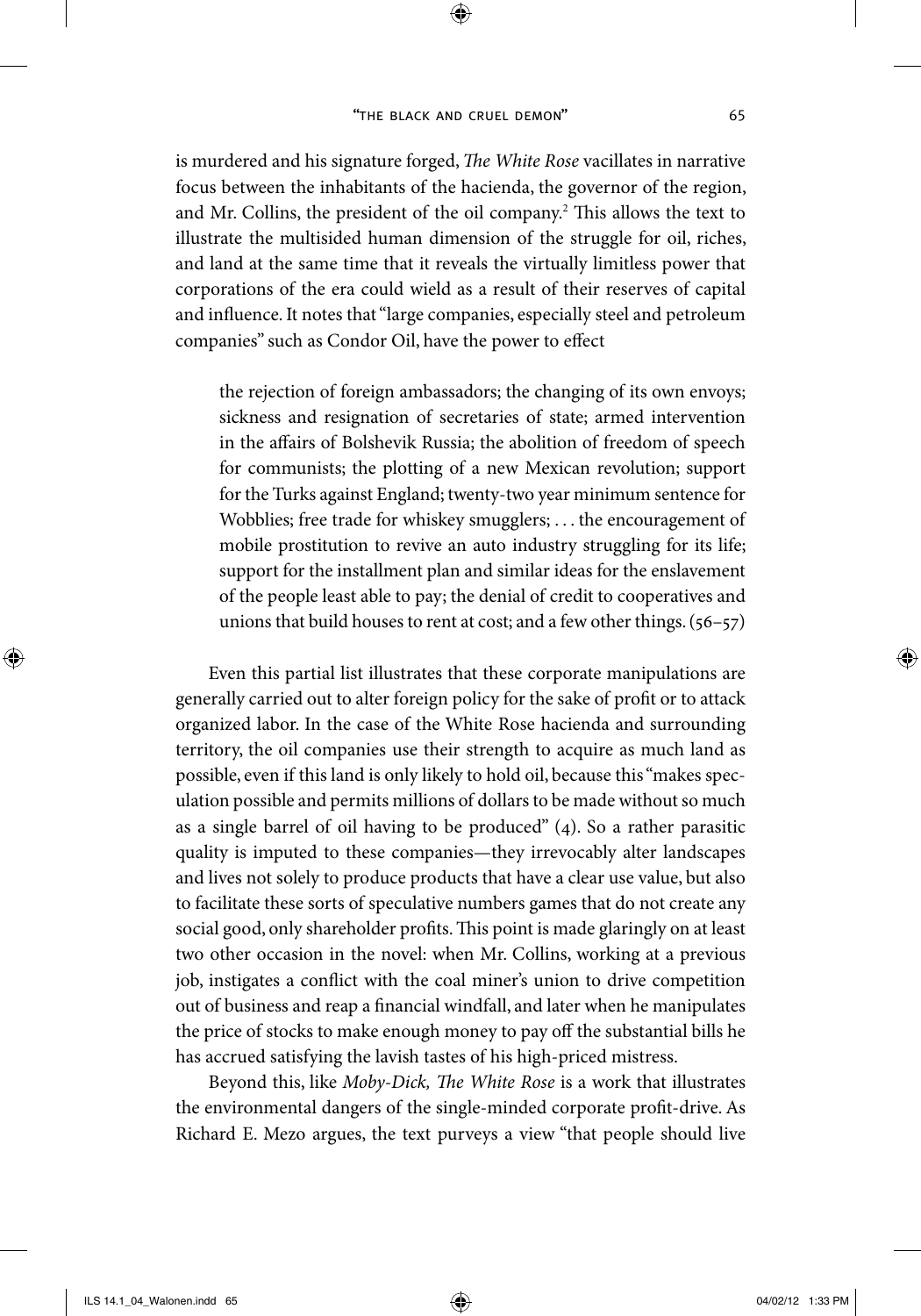is murdered and his signature forged, *The White Rose* vacillates in narrative focus between the inhabitants of the hacienda, the governor of the region, and Mr. Collins, the president of the oil company.[2] This allows the text to illustrate the multisided human dimension of the struggle for oil, riches, and land at the same time that it reveals the virtually limitless power that corporations of the era could wield as a result of their reserves of capital and influence. It notes that "large companies, especially steel and petroleum companies" such as Condor Oil, have the power to effect

> the rejection of foreign ambassadors; the changing of its own envoys; sickness and resignation of secretaries of state; armed intervention in the affairs of Bolshevik Russia; the abolition of freedom of speech for communists; the plotting of a new Mexican revolution; support for the Turks against England; twenty-two year minimum sentence for Wobblies; free trade for whiskey smugglers; . . . the encouragement of mobile prostitution to revive an auto industry struggling for its life; support for the installment plan and similar ideas for the enslavement of the people least able to pay; the denial of credit to cooperatives and unions that build houses to rent at cost; and a few other things. (56–57)

Even this partial list illustrates that these corporate manipulations are generally carried out to alter foreign policy for the sake of profit or to attack organized labor. In the case of the White Rose hacienda and surrounding territory, the oil companies use their strength to acquire as much land as possible, even if this land is only likely to hold oil, because this "makes speculation possible and permits millions of dollars to be made without so much as a single barrel of oil having to be produced" (4). So a rather parasitic quality is imputed to these companies—they irrevocably alter landscapes and lives not solely to produce products that have a clear use value, but also to facilitate these sorts of speculative numbers games that do not create any social good, only shareholder profits. This point is made glaringly on at least two other occasion in the novel: when Mr. Collins, working at a previous job, instigates a conflict with the coal miner's union to drive competition out of business and reap a financial windfall, and later when he manipulates the price of stocks to make enough money to pay off the substantial bills he has accrued satisfying the lavish tastes of his high-priced mistress.

Beyond this, like *Moby-Dick, The White Rose* is a work that illustrates the environmental dangers of the single-minded corporate profit-drive. As Richard E. Mezo argues, the text purveys a view "that people should live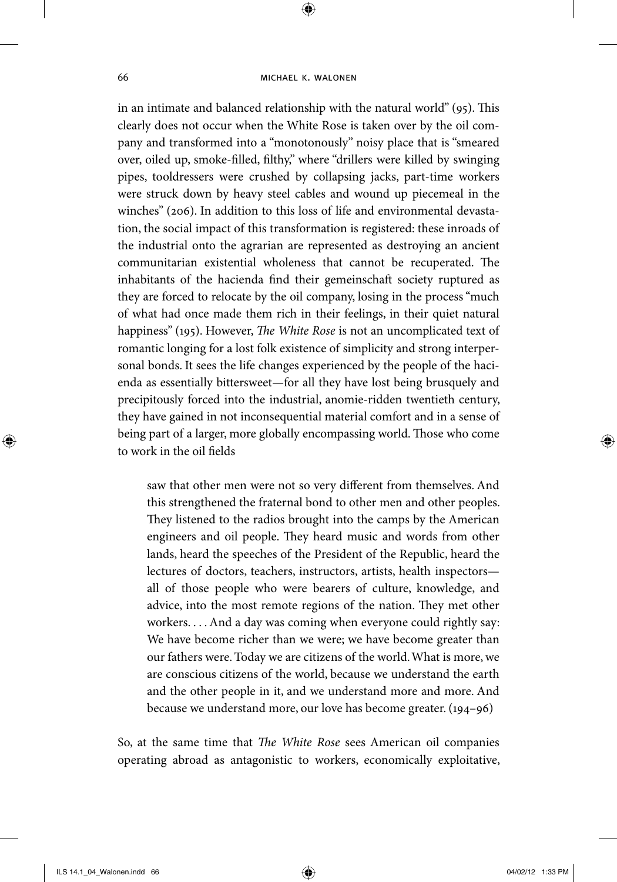in an intimate and balanced relationship with the natural world" (95). This clearly does not occur when the White Rose is taken over by the oil company and transformed into a "monotonously" noisy place that is "smeared over, oiled up, smoke-filled, filthy," where "drillers were killed by swinging pipes, tooldressers were crushed by collapsing jacks, part-time workers were struck down by heavy steel cables and wound up piecemeal in the winches" (206). In addition to this loss of life and environmental devastation, the social impact of this transformation is registered: these inroads of the industrial onto the agrarian are represented as destroying an ancient communitarian existential wholeness that cannot be recuperated. The inhabitants of the hacienda find their gemeinschaft society ruptured as they are forced to relocate by the oil company, losing in the process "much of what had once made them rich in their feelings, in their quiet natural happiness" (195). However, *The White Rose* is not an uncomplicated text of romantic longing for a lost folk existence of simplicity and strong interpersonal bonds. It sees the life changes experienced by the people of the hacienda as essentially bittersweet—for all they have lost being brusquely and precipitously forced into the industrial, anomie-ridden twentieth century, they have gained in not inconsequential material comfort and in a sense of being part of a larger, more globally encompassing world. Those who come to work in the oil fields

> saw that other men were not so very different from themselves. And this strengthened the fraternal bond to other men and other peoples. They listened to the radios brought into the camps by the American engineers and oil people. They heard music and words from other lands, heard the speeches of the President of the Republic, heard the lectures of doctors, teachers, instructors, artists, health inspectors—all of those people who were bearers of culture, knowledge, and advice, into the most remote regions of the nation. They met other workers. . . . And a day was coming when everyone could rightly say: We have become richer than we were; we have become greater than our fathers were. Today we are citizens of the world. What is more, we are conscious citizens of the world, because we understand the earth and the other people in it, and we understand more and more. And because we understand more, our love has become greater. (194–96)

So, at the same time that *The White Rose* sees American oil companies operating abroad as antagonistic to workers, economically exploitative,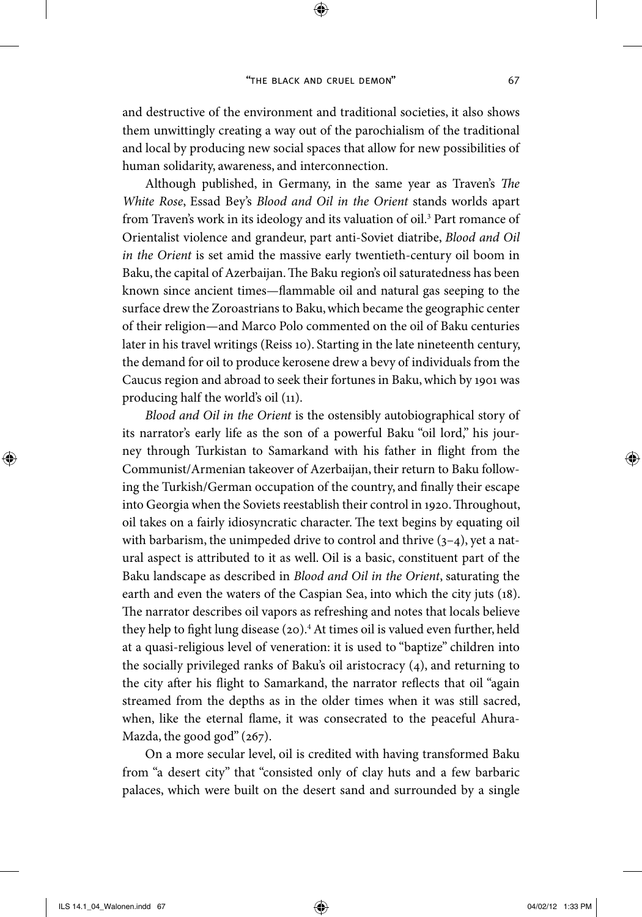and destructive of the environment and traditional societies, it also shows them unwittingly creating a way out of the parochialism of the traditional and local by producing new social spaces that allow for new possibilities of human solidarity, awareness, and interconnection.

Although published, in Germany, in the same year as Traven's *The White Rose*, Essad Bey's *Blood and Oil in the Orient* stands worlds apart from Traven's work in its ideology and its valuation of oil.[3] Part romance of Orientalist violence and grandeur, part anti-Soviet diatribe, *Blood and Oil in the Orient* is set amid the massive early twentieth-century oil boom in Baku, the capital of Azerbaijan. The Baku region's oil saturatedness has been known since ancient times—flammable oil and natural gas seeping to the surface drew the Zoroastrians to Baku, which became the geographic center of their religion—and Marco Polo commented on the oil of Baku centuries later in his travel writings (Reiss 10). Starting in the late nineteenth century, the demand for oil to produce kerosene drew a bevy of individuals from the Caucus region and abroad to seek their fortunes in Baku, which by 1901 was producing half the world's oil (11).

*Blood and Oil in the Orient* is the ostensibly autobiographical story of its narrator's early life as the son of a powerful Baku "oil lord," his journey through Turkistan to Samarkand with his father in flight from the Communist/Armenian takeover of Azerbaijan, their return to Baku following the Turkish/German occupation of the country, and finally their escape into Georgia when the Soviets reestablish their control in 1920. Throughout, oil takes on a fairly idiosyncratic character. The text begins by equating oil with barbarism, the unimpeded drive to control and thrive (3–4), yet a natural aspect is attributed to it as well. Oil is a basic, constituent part of the Baku landscape as described in *Blood and Oil in the Orient*, saturating the earth and even the waters of the Caspian Sea, into which the city juts (18). The narrator describes oil vapors as refreshing and notes that locals believe they help to fight lung disease (20).[4] At times oil is valued even further, held at a quasi-religious level of veneration: it is used to "baptize" children into the socially privileged ranks of Baku's oil aristocracy (4), and returning to the city after his flight to Samarkand, the narrator reflects that oil "again streamed from the depths as in the older times when it was still sacred, when, like the eternal flame, it was consecrated to the peaceful Ahura-Mazda, the good god" (267).

On a more secular level, oil is credited with having transformed Baku from "a desert city" that "consisted only of clay huts and a few barbaric palaces, which were built on the desert sand and surrounded by a single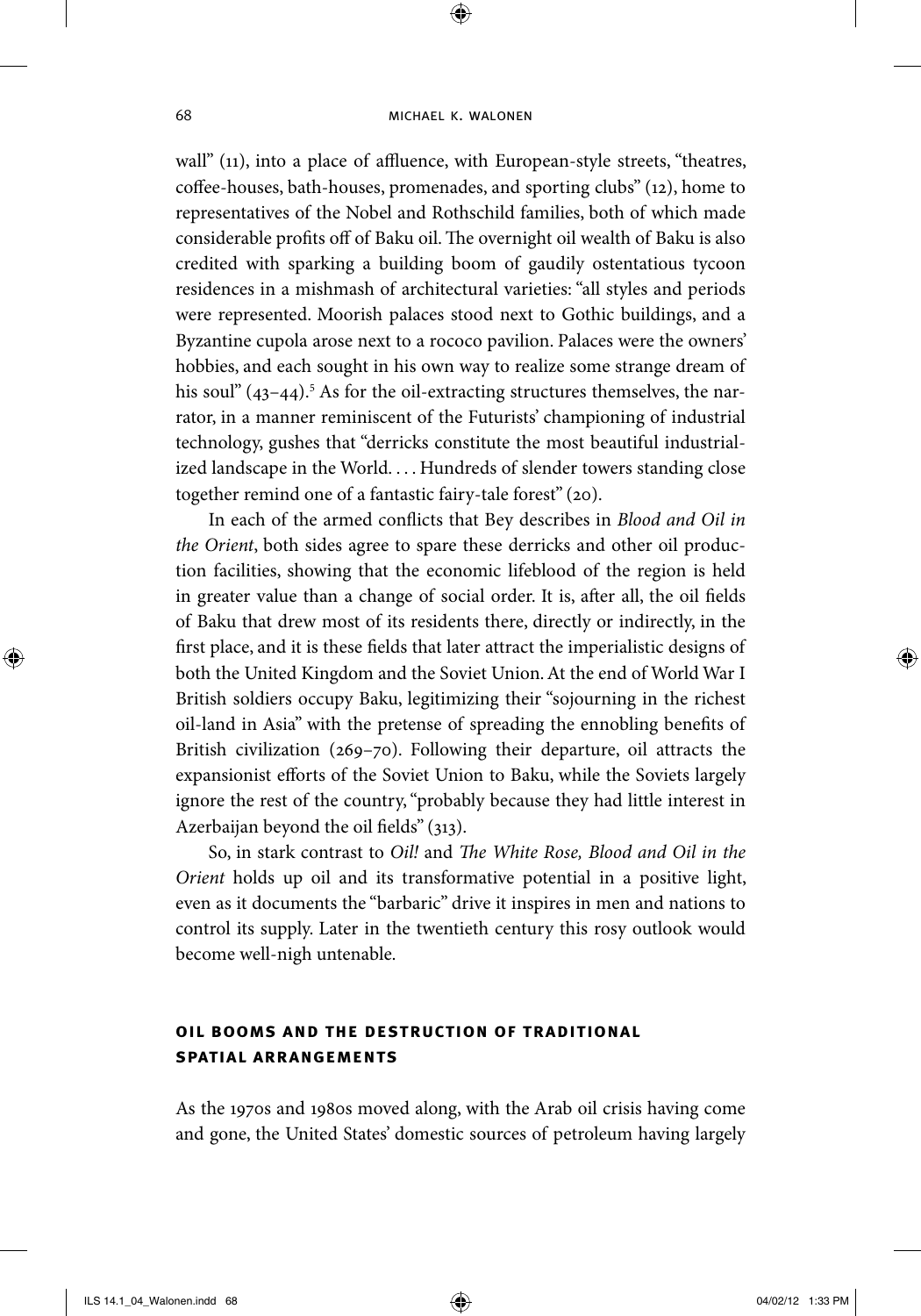wall" (11), into a place of affluence, with European-style streets, "theatres, coffee-houses, bath-houses, promenades, and sporting clubs" (12), home to representatives of the Nobel and Rothschild families, both of which made considerable profits off of Baku oil. The overnight oil wealth of Baku is also credited with sparking a building boom of gaudily ostentatious tycoon residences in a mishmash of architectural varieties: "all styles and periods were represented. Moorish palaces stood next to Gothic buildings, and a Byzantine cupola arose next to a rococo pavilion. Palaces were the owners' hobbies, and each sought in his own way to realize some strange dream of his soul" (43–44).[5] As for the oil-extracting structures themselves, the narrator, in a manner reminiscent of the Futurists' championing of industrial technology, gushes that "derricks constitute the most beautiful industrialized landscape in the World. . . . Hundreds of slender towers standing close together remind one of a fantastic fairy-tale forest" (20).

In each of the armed conflicts that Bey describes in *Blood and Oil in the Orient*, both sides agree to spare these derricks and other oil production facilities, showing that the economic lifeblood of the region is held in greater value than a change of social order. It is, after all, the oil fields of Baku that drew most of its residents there, directly or indirectly, in the first place, and it is these fields that later attract the imperialistic designs of both the United Kingdom and the Soviet Union. At the end of World War I British soldiers occupy Baku, legitimizing their "sojourning in the richest oil-land in Asia" with the pretense of spreading the ennobling benefits of British civilization (269–70). Following their departure, oil attracts the expansionist efforts of the Soviet Union to Baku, while the Soviets largely ignore the rest of the country, "probably because they had little interest in Azerbaijan beyond the oil fields" (313).

So, in stark contrast to *Oil!* and *The White Rose, Blood and Oil in the Orient* holds up oil and its transformative potential in a positive light, even as it documents the "barbaric" drive it inspires in men and nations to control its supply. Later in the twentieth century this rosy outlook would become well-nigh untenable.

## OIL BOOMS AND THE DESTRUCTION OF TRADITIONAL SPATIAL ARRANGEMENTS

As the 1970s and 1980s moved along, with the Arab oil crisis having come and gone, the United States' domestic sources of petroleum having largely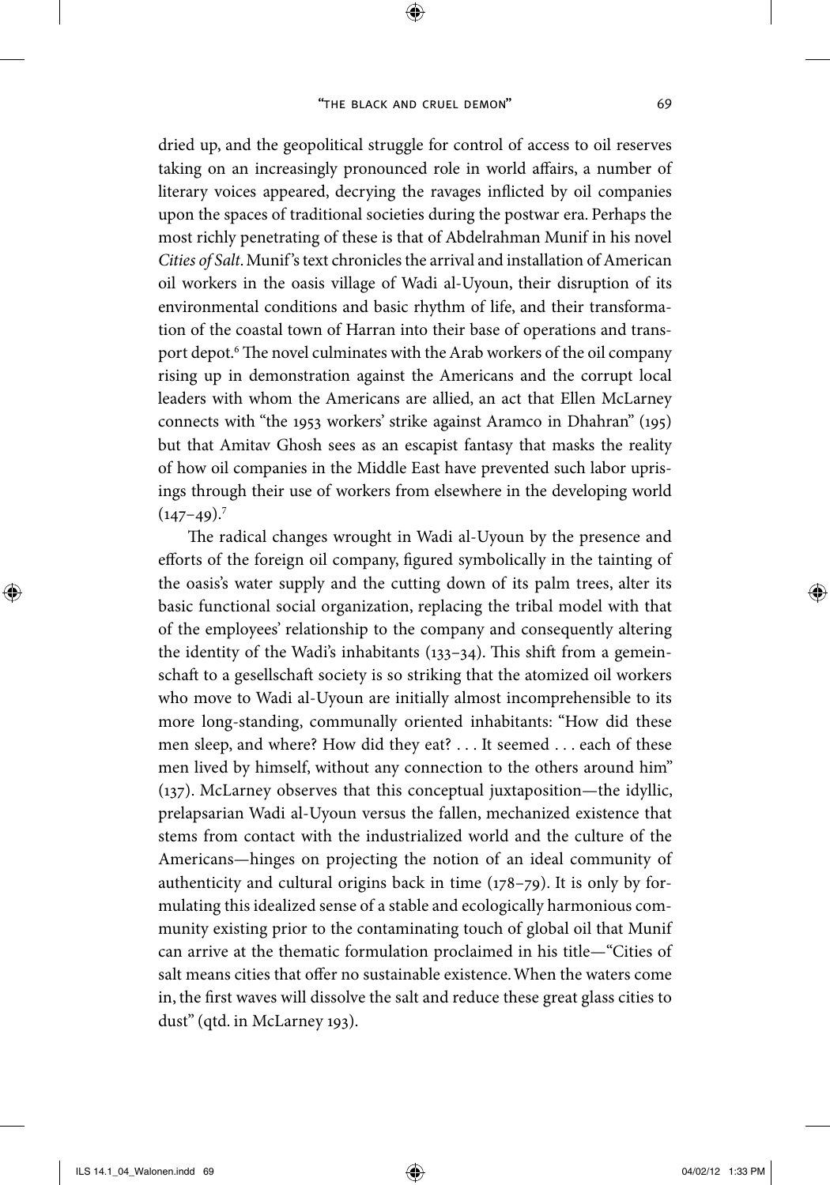dried up, and the geopolitical struggle for control of access to oil reserves taking on an increasingly pronounced role in world affairs, a number of literary voices appeared, decrying the ravages inflicted by oil companies upon the spaces of traditional societies during the postwar era. Perhaps the most richly penetrating of these is that of Abdelrahman Munif in his novel *Cities of Salt*. Munif's text chronicles the arrival and installation of American oil workers in the oasis village of Wadi al-Uyoun, their disruption of its environmental conditions and basic rhythm of life, and their transformation of the coastal town of Harran into their base of operations and transport depot.[6] The novel culminates with the Arab workers of the oil company rising up in demonstration against the Americans and the corrupt local leaders with whom the Americans are allied, an act that Ellen McLarney connects with "the 1953 workers' strike against Aramco in Dhahran" (195) but that Amitav Ghosh sees as an escapist fantasy that masks the reality of how oil companies in the Middle East have prevented such labor uprisings through their use of workers from elsewhere in the developing world (147–49).[7]

The radical changes wrought in Wadi al-Uyoun by the presence and efforts of the foreign oil company, figured symbolically in the tainting of the oasis's water supply and the cutting down of its palm trees, alter its basic functional social organization, replacing the tribal model with that of the employees' relationship to the company and consequently altering the identity of the Wadi's inhabitants (133–34). This shift from a gemeinschaft to a gesellschaft society is so striking that the atomized oil workers who move to Wadi al-Uyoun are initially almost incomprehensible to its more long-standing, communally oriented inhabitants: "How did these men sleep, and where? How did they eat? . . . It seemed . . . each of these men lived by himself, without any connection to the others around him" (137). McLarney observes that this conceptual juxtaposition—the idyllic, prelapsarian Wadi al-Uyoun versus the fallen, mechanized existence that stems from contact with the industrialized world and the culture of the Americans—hinges on projecting the notion of an ideal community of authenticity and cultural origins back in time (178–79). It is only by formulating this idealized sense of a stable and ecologically harmonious community existing prior to the contaminating touch of global oil that Munif can arrive at the thematic formulation proclaimed in his title—"Cities of salt means cities that offer no sustainable existence. When the waters come in, the first waves will dissolve the salt and reduce these great glass cities to dust" (qtd. in McLarney 193).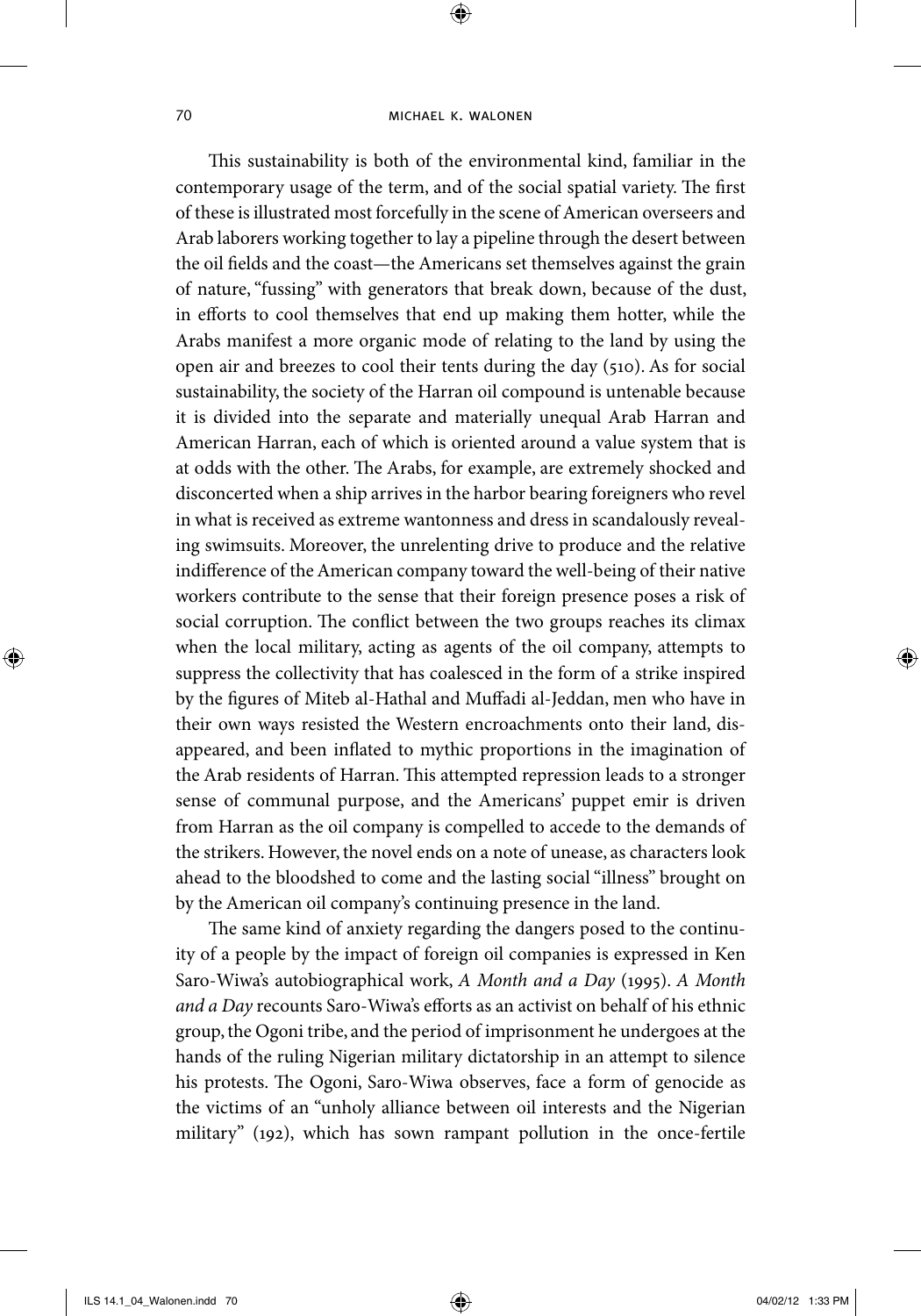This sustainability is both of the environmental kind, familiar in the contemporary usage of the term, and of the social spatial variety. The first of these is illustrated most forcefully in the scene of American overseers and Arab laborers working together to lay a pipeline through the desert between the oil fields and the coast—the Americans set themselves against the grain of nature, "fussing" with generators that break down, because of the dust, in efforts to cool themselves that end up making them hotter, while the Arabs manifest a more organic mode of relating to the land by using the open air and breezes to cool their tents during the day (510). As for social sustainability, the society of the Harran oil compound is untenable because it is divided into the separate and materially unequal Arab Harran and American Harran, each of which is oriented around a value system that is at odds with the other. The Arabs, for example, are extremely shocked and disconcerted when a ship arrives in the harbor bearing foreigners who revel in what is received as extreme wantonness and dress in scandalously revealing swimsuits. Moreover, the unrelenting drive to produce and the relative indifference of the American company toward the well-being of their native workers contribute to the sense that their foreign presence poses a risk of social corruption. The conflict between the two groups reaches its climax when the local military, acting as agents of the oil company, attempts to suppress the collectivity that has coalesced in the form of a strike inspired by the figures of Miteb al-Hathal and Muffadi al-Jeddan, men who have in their own ways resisted the Western encroachments onto their land, disappeared, and been inflated to mythic proportions in the imagination of the Arab residents of Harran. This attempted repression leads to a stronger sense of communal purpose, and the Americans' puppet emir is driven from Harran as the oil company is compelled to accede to the demands of the strikers. However, the novel ends on a note of unease, as characters look ahead to the bloodshed to come and the lasting social "illness" brought on by the American oil company's continuing presence in the land.

The same kind of anxiety regarding the dangers posed to the continuity of a people by the impact of foreign oil companies is expressed in Ken Saro-Wiwa's autobiographical work, *A Month and a Day* (1995). *A Month and a Day* recounts Saro-Wiwa's efforts as an activist on behalf of his ethnic group, the Ogoni tribe, and the period of imprisonment he undergoes at the hands of the ruling Nigerian military dictatorship in an attempt to silence his protests. The Ogoni, Saro-Wiwa observes, face a form of genocide as the victims of an "unholy alliance between oil interests and the Nigerian military" (192), which has sown rampant pollution in the once-fertile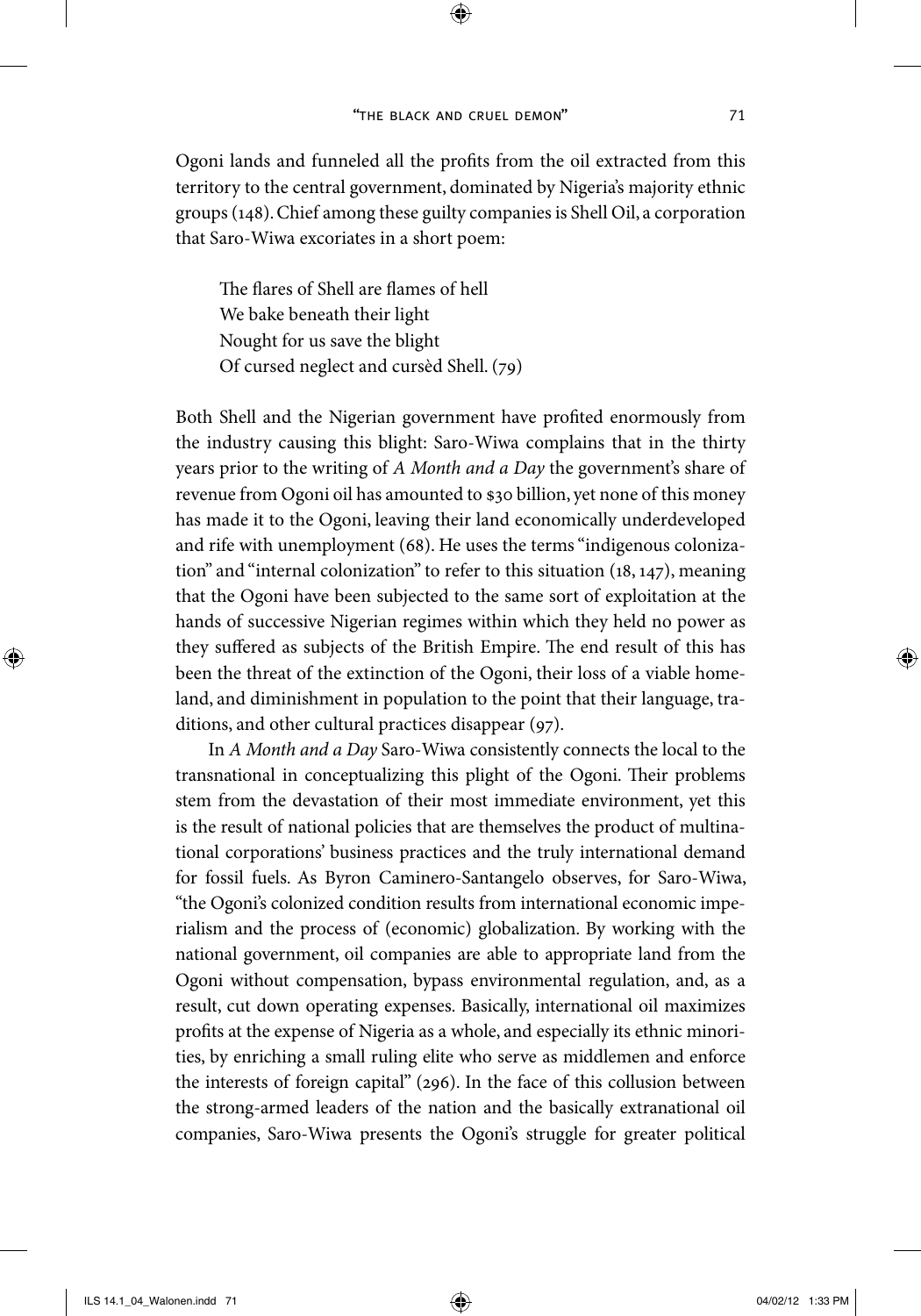Ogoni lands and funneled all the profits from the oil extracted from this territory to the central government, dominated by Nigeria's majority ethnic groups (148). Chief among these guilty companies is Shell Oil, a corporation that Saro-Wiwa excoriates in a short poem:

> The flares of Shell are flames of hell  
> We bake beneath their light  
> Nought for us save the blight  
> Of cursed neglect and cursèd Shell. (79)

Both Shell and the Nigerian government have profited enormously from the industry causing this blight: Saro-Wiwa complains that in the thirty years prior to the writing of *A Month and a Day* the government's share of revenue from Ogoni oil has amounted to $30 billion, yet none of this money has made it to the Ogoni, leaving their land economically underdeveloped and rife with unemployment (68). He uses the terms "indigenous colonization" and "internal colonization" to refer to this situation (18, 147), meaning that the Ogoni have been subjected to the same sort of exploitation at the hands of successive Nigerian regimes within which they held no power as they suffered as subjects of the British Empire. The end result of this has been the threat of the extinction of the Ogoni, their loss of a viable homeland, and diminishment in population to the point that their language, traditions, and other cultural practices disappear (97).

In *A Month and a Day* Saro-Wiwa consistently connects the local to the transnational in conceptualizing this plight of the Ogoni. Their problems stem from the devastation of their most immediate environment, yet this is the result of national policies that are themselves the product of multinational corporations' business practices and the truly international demand for fossil fuels. As Byron Caminero-Santangelo observes, for Saro-Wiwa, "the Ogoni's colonized condition results from international economic imperialism and the process of (economic) globalization. By working with the national government, oil companies are able to appropriate land from the Ogoni without compensation, bypass environmental regulation, and, as a result, cut down operating expenses. Basically, international oil maximizes profits at the expense of Nigeria as a whole, and especially its ethnic minorities, by enriching a small ruling elite who serve as middlemen and enforce the interests of foreign capital" (296). In the face of this collusion between the strong-armed leaders of the nation and the basically extranational oil companies, Saro-Wiwa presents the Ogoni's struggle for greater political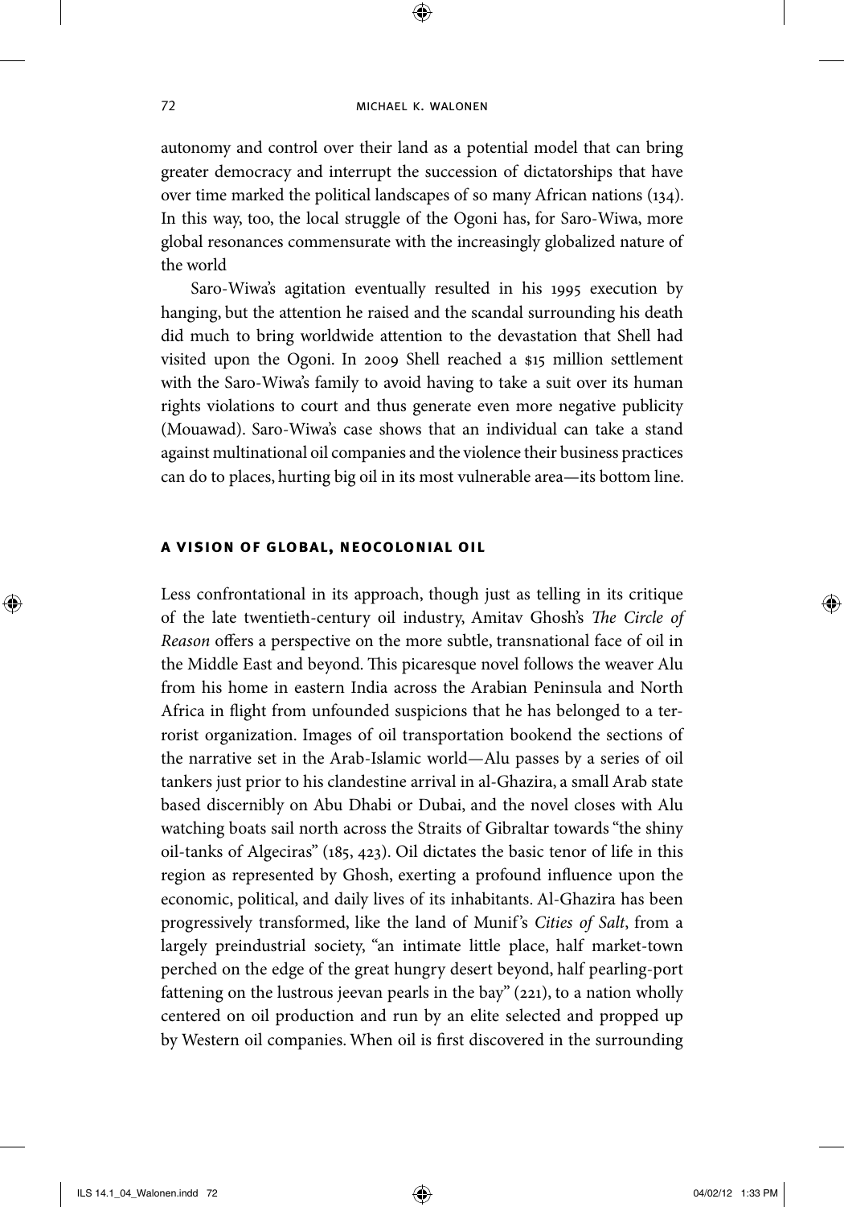autonomy and control over their land as a potential model that can bring greater democracy and interrupt the succession of dictatorships that have over time marked the political landscapes of so many African nations (134). In this way, too, the local struggle of the Ogoni has, for Saro-Wiwa, more global resonances commensurate with the increasingly globalized nature of the world

Saro-Wiwa's agitation eventually resulted in his 1995 execution by hanging, but the attention he raised and the scandal surrounding his death did much to bring worldwide attention to the devastation that Shell had visited upon the Ogoni. In 2009 Shell reached a $15 million settlement with the Saro-Wiwa's family to avoid having to take a suit over its human rights violations to court and thus generate even more negative publicity (Mouawad). Saro-Wiwa's case shows that an individual can take a stand against multinational oil companies and the violence their business practices can do to places, hurting big oil in its most vulnerable area—its bottom line.

## A VISION OF GLOBAL, NEOCOLONIAL OIL

Less confrontational in its approach, though just as telling in its critique of the late twentieth-century oil industry, Amitav Ghosh's *The Circle of Reason* offers a perspective on the more subtle, transnational face of oil in the Middle East and beyond. This picaresque novel follows the weaver Alu from his home in eastern India across the Arabian Peninsula and North Africa in flight from unfounded suspicions that he has belonged to a terrorist organization. Images of oil transportation bookend the sections of the narrative set in the Arab-Islamic world—Alu passes by a series of oil tankers just prior to his clandestine arrival in al-Ghazira, a small Arab state based discernibly on Abu Dhabi or Dubai, and the novel closes with Alu watching boats sail north across the Straits of Gibraltar towards "the shiny oil-tanks of Algeciras" (185, 423). Oil dictates the basic tenor of life in this region as represented by Ghosh, exerting a profound influence upon the economic, political, and daily lives of its inhabitants. Al-Ghazira has been progressively transformed, like the land of Munif's *Cities of Salt*, from a largely preindustrial society, "an intimate little place, half market-town perched on the edge of the great hungry desert beyond, half pearling-port fattening on the lustrous jeevan pearls in the bay" (221), to a nation wholly centered on oil production and run by an elite selected and propped up by Western oil companies. When oil is first discovered in the surrounding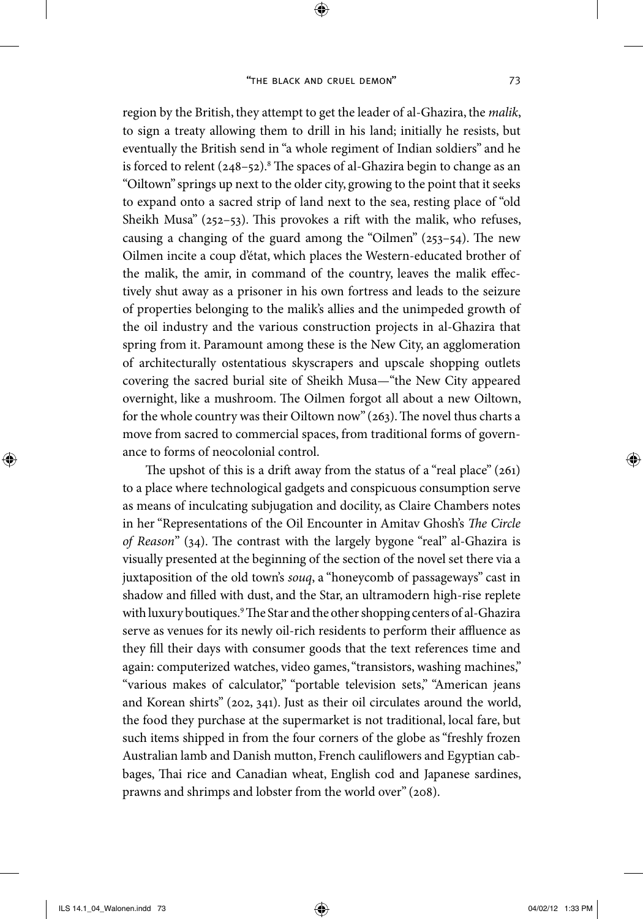region by the British, they attempt to get the leader of al-Ghazira, the *malik*, to sign a treaty allowing them to drill in his land; initially he resists, but eventually the British send in "a whole regiment of Indian soldiers" and he is forced to relent (248–52).[8] The spaces of al-Ghazira begin to change as an "Oiltown" springs up next to the older city, growing to the point that it seeks to expand onto a sacred strip of land next to the sea, resting place of "old Sheikh Musa" (252–53). This provokes a rift with the malik, who refuses, causing a changing of the guard among the "Oilmen" (253–54). The new Oilmen incite a coup d'état, which places the Western-educated brother of the malik, the amir, in command of the country, leaves the malik effectively shut away as a prisoner in his own fortress and leads to the seizure of properties belonging to the malik's allies and the unimpeded growth of the oil industry and the various construction projects in al-Ghazira that spring from it. Paramount among these is the New City, an agglomeration of architecturally ostentatious skyscrapers and upscale shopping outlets covering the sacred burial site of Sheikh Musa—"the New City appeared overnight, like a mushroom. The Oilmen forgot all about a new Oiltown, for the whole country was their Oiltown now" (263). The novel thus charts a move from sacred to commercial spaces, from traditional forms of governance to forms of neocolonial control.

The upshot of this is a drift away from the status of a "real place" (261) to a place where technological gadgets and conspicuous consumption serve as means of inculcating subjugation and docility, as Claire Chambers notes in her "Representations of the Oil Encounter in Amitav Ghosh's *The Circle of Reason*" (34). The contrast with the largely bygone "real" al-Ghazira is visually presented at the beginning of the section of the novel set there via a juxtaposition of the old town's *souq*, a "honeycomb of passageways" cast in shadow and filled with dust, and the Star, an ultramodern high-rise replete with luxury boutiques.[9] The Star and the other shopping centers of al-Ghazira serve as venues for its newly oil-rich residents to perform their affluence as they fill their days with consumer goods that the text references time and again: computerized watches, video games, "transistors, washing machines," "various makes of calculator," "portable television sets," "American jeans and Korean shirts" (202, 341). Just as their oil circulates around the world, the food they purchase at the supermarket is not traditional, local fare, but such items shipped in from the four corners of the globe as "freshly frozen Australian lamb and Danish mutton, French cauliflowers and Egyptian cabbages, Thai rice and Canadian wheat, English cod and Japanese sardines, prawns and shrimps and lobster from the world over" (208).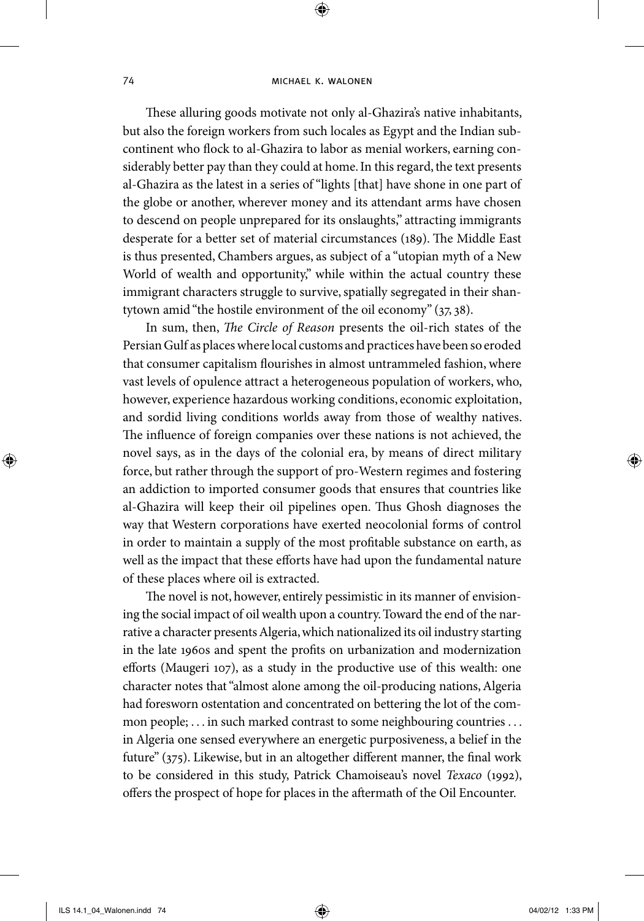These alluring goods motivate not only al-Ghazira's native inhabitants, but also the foreign workers from such locales as Egypt and the Indian subcontinent who flock to al-Ghazira to labor as menial workers, earning considerably better pay than they could at home. In this regard, the text presents al-Ghazira as the latest in a series of "lights [that] have shone in one part of the globe or another, wherever money and its attendant arms have chosen to descend on people unprepared for its onslaughts," attracting immigrants desperate for a better set of material circumstances (189). The Middle East is thus presented, Chambers argues, as subject of a "utopian myth of a New World of wealth and opportunity," while within the actual country these immigrant characters struggle to survive, spatially segregated in their shantytown amid "the hostile environment of the oil economy" (37, 38).

In sum, then, *The Circle of Reason* presents the oil-rich states of the Persian Gulf as places where local customs and practices have been so eroded that consumer capitalism flourishes in almost untrammeled fashion, where vast levels of opulence attract a heterogeneous population of workers, who, however, experience hazardous working conditions, economic exploitation, and sordid living conditions worlds away from those of wealthy natives. The influence of foreign companies over these nations is not achieved, the novel says, as in the days of the colonial era, by means of direct military force, but rather through the support of pro-Western regimes and fostering an addiction to imported consumer goods that ensures that countries like al-Ghazira will keep their oil pipelines open. Thus Ghosh diagnoses the way that Western corporations have exerted neocolonial forms of control in order to maintain a supply of the most profitable substance on earth, as well as the impact that these efforts have had upon the fundamental nature of these places where oil is extracted.

The novel is not, however, entirely pessimistic in its manner of envisioning the social impact of oil wealth upon a country. Toward the end of the narrative a character presents Algeria, which nationalized its oil industry starting in the late 1960s and spent the profits on urbanization and modernization efforts (Maugeri 107), as a study in the productive use of this wealth: one character notes that "almost alone among the oil-producing nations, Algeria had foresworn ostentation and concentrated on bettering the lot of the common people; . . . in such marked contrast to some neighbouring countries . . . in Algeria one sensed everywhere an energetic purposiveness, a belief in the future" (375). Likewise, but in an altogether different manner, the final work to be considered in this study, Patrick Chamoiseau's novel *Texaco* (1992), offers the prospect of hope for places in the aftermath of the Oil Encounter.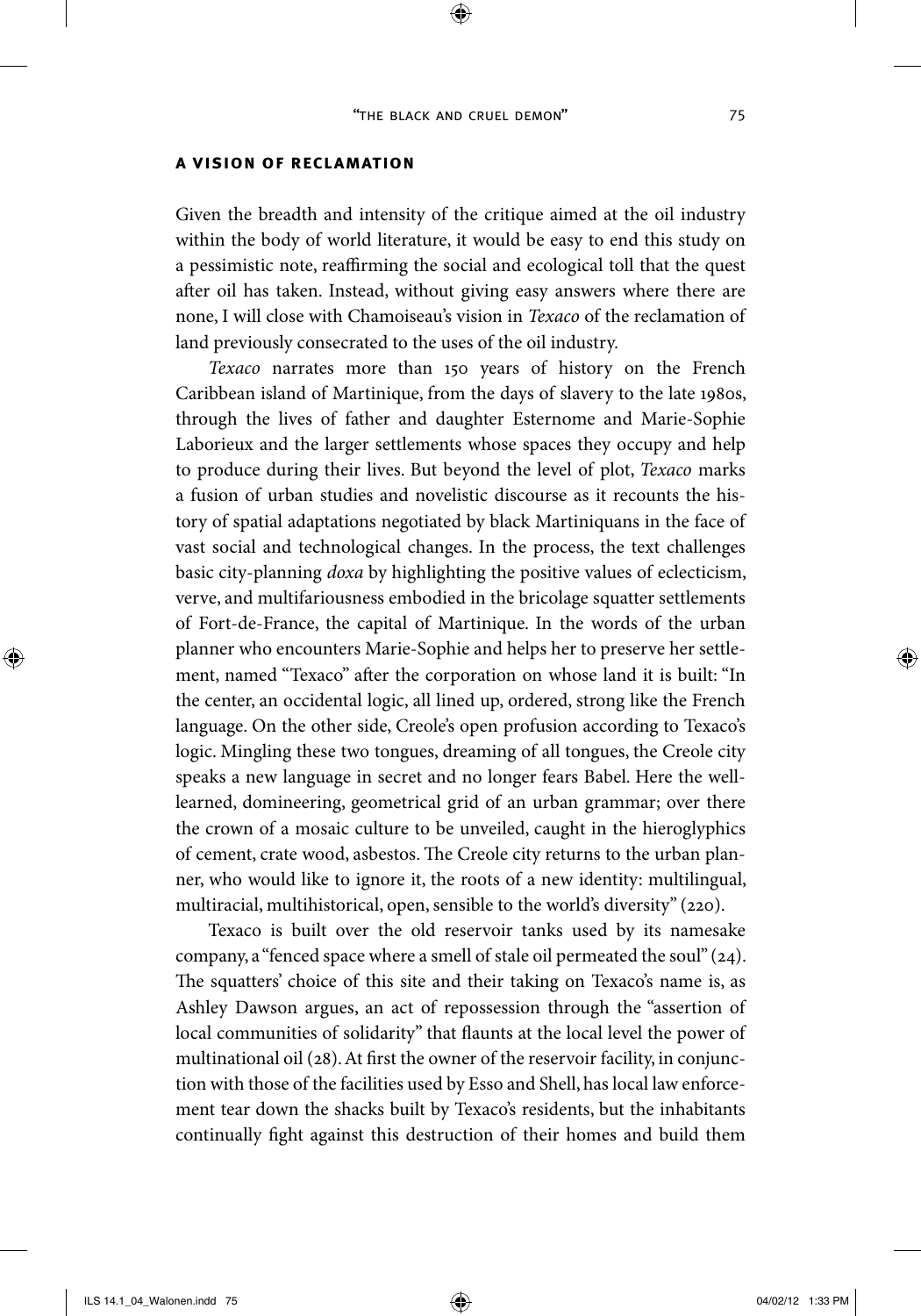## A VISION OF RECLAMATION

Given the breadth and intensity of the critique aimed at the oil industry within the body of world literature, it would be easy to end this study on a pessimistic note, reaffirming the social and ecological toll that the quest after oil has taken. Instead, without giving easy answers where there are none, I will close with Chamoiseau's vision in *Texaco* of the reclamation of land previously consecrated to the uses of the oil industry.

*Texaco* narrates more than 150 years of history on the French Caribbean island of Martinique, from the days of slavery to the late 1980s, through the lives of father and daughter Esternome and Marie-Sophie Laborieux and the larger settlements whose spaces they occupy and help to produce during their lives. But beyond the level of plot, *Texaco* marks a fusion of urban studies and novelistic discourse as it recounts the history of spatial adaptations negotiated by black Martiniquans in the face of vast social and technological changes. In the process, the text challenges basic city-planning *doxa* by highlighting the positive values of eclecticism, verve, and multifariousness embodied in the bricolage squatter settlements of Fort-de-France, the capital of Martinique. In the words of the urban planner who encounters Marie-Sophie and helps her to preserve her settlement, named "Texaco" after the corporation on whose land it is built: "In the center, an occidental logic, all lined up, ordered, strong like the French language. On the other side, Creole's open profusion according to Texaco's logic. Mingling these two tongues, dreaming of all tongues, the Creole city speaks a new language in secret and no longer fears Babel. Here the well-learned, domineering, geometrical grid of an urban grammar; over there the crown of a mosaic culture to be unveiled, caught in the hieroglyphics of cement, crate wood, asbestos. The Creole city returns to the urban planner, who would like to ignore it, the roots of a new identity: multilingual, multiracial, multihistorical, open, sensible to the world's diversity" (220).

Texaco is built over the old reservoir tanks used by its namesake company, a "fenced space where a smell of stale oil permeated the soul" (24). The squatters' choice of this site and their taking on Texaco's name is, as Ashley Dawson argues, an act of repossession through the "assertion of local communities of solidarity" that flaunts at the local level the power of multinational oil (28). At first the owner of the reservoir facility, in conjunction with those of the facilities used by Esso and Shell, has local law enforcement tear down the shacks built by Texaco's residents, but the inhabitants continually fight against this destruction of their homes and build them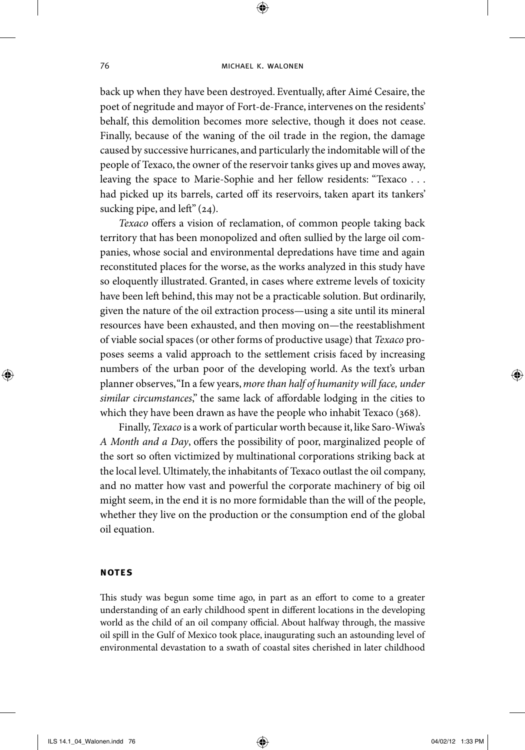back up when they have been destroyed. Eventually, after Aimé Cesaire, the poet of negritude and mayor of Fort-de-France, intervenes on the residents' behalf, this demolition becomes more selective, though it does not cease. Finally, because of the waning of the oil trade in the region, the damage caused by successive hurricanes, and particularly the indomitable will of the people of Texaco, the owner of the reservoir tanks gives up and moves away, leaving the space to Marie-Sophie and her fellow residents: "Texaco . . . had picked up its barrels, carted off its reservoirs, taken apart its tankers' sucking pipe, and left" (24).

*Texaco* offers a vision of reclamation, of common people taking back territory that has been monopolized and often sullied by the large oil companies, whose social and environmental depredations have time and again reconstituted places for the worse, as the works analyzed in this study have so eloquently illustrated. Granted, in cases where extreme levels of toxicity have been left behind, this may not be a practicable solution. But ordinarily, given the nature of the oil extraction process—using a site until its mineral resources have been exhausted, and then moving on—the reestablishment of viable social spaces (or other forms of productive usage) that *Texaco* proposes seems a valid approach to the settlement crisis faced by increasing numbers of the urban poor of the developing world. As the text's urban planner observes, "In a few years, *more than half of humanity will face, under similar circumstances*," the same lack of affordable lodging in the cities to which they have been drawn as have the people who inhabit Texaco (368).

Finally, *Texaco* is a work of particular worth because it, like Saro-Wiwa's *A Month and a Day*, offers the possibility of poor, marginalized people of the sort so often victimized by multinational corporations striking back at the local level. Ultimately, the inhabitants of Texaco outlast the oil company, and no matter how vast and powerful the corporate machinery of big oil might seem, in the end it is no more formidable than the will of the people, whether they live on the production or the consumption end of the global oil equation.

## NOTES

This study was begun some time ago, in part as an effort to come to a greater understanding of an early childhood spent in different locations in the developing world as the child of an oil company official. About halfway through, the massive oil spill in the Gulf of Mexico took place, inaugurating such an astounding level of environmental devastation to a swath of coastal sites cherished in later childhood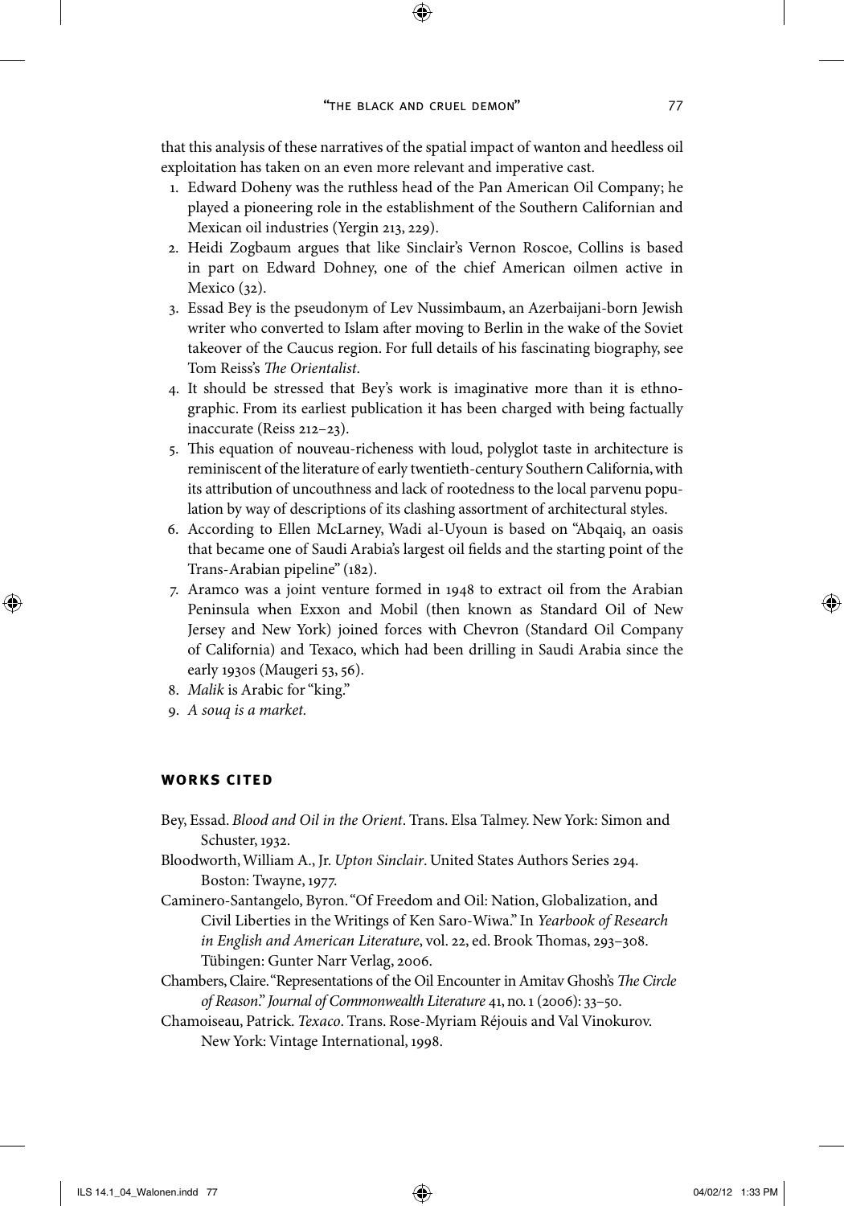that this analysis of these narratives of the spatial impact of wanton and heedless oil exploitation has taken on an even more relevant and imperative cast.

1. Edward Doheny was the ruthless head of the Pan American Oil Company; he played a pioneering role in the establishment of the Southern Californian and Mexican oil industries (Yergin 213, 229).
2. Heidi Zogbaum argues that like Sinclair's Vernon Roscoe, Collins is based in part on Edward Dohney, one of the chief American oilmen active in Mexico (32).
3. Essad Bey is the pseudonym of Lev Nussimbaum, an Azerbaijani-born Jewish writer who converted to Islam after moving to Berlin in the wake of the Soviet takeover of the Caucus region. For full details of his fascinating biography, see Tom Reiss's *The Orientalist*.
4. It should be stressed that Bey's work is imaginative more than it is ethnographic. From its earliest publication it has been charged with being factually inaccurate (Reiss 212–23).
5. This equation of nouveau-richeness with loud, polyglot taste in architecture is reminiscent of the literature of early twentieth-century Southern California, with its attribution of uncouthness and lack of rootedness to the local parvenu population by way of descriptions of its clashing assortment of architectural styles.
6. According to Ellen McLarney, Wadi al-Uyoun is based on "Abqaiq, an oasis that became one of Saudi Arabia's largest oil fields and the starting point of the Trans-Arabian pipeline" (182).
7. Aramco was a joint venture formed in 1948 to extract oil from the Arabian Peninsula when Exxon and Mobil (then known as Standard Oil of New Jersey and New York) joined forces with Chevron (Standard Oil Company of California) and Texaco, which had been drilling in Saudi Arabia since the early 1930s (Maugeri 53, 56).
8. *Malik* is Arabic for "king."
9. *A souq is a market.*

## WORKS CITED

Bey, Essad. *Blood and Oil in the Orient*. Trans. Elsa Talmey. New York: Simon and Schuster, 1932.

Bloodworth, William A., Jr. *Upton Sinclair*. United States Authors Series 294. Boston: Twayne, 1977.

Caminero-Santangelo, Byron. "Of Freedom and Oil: Nation, Globalization, and Civil Liberties in the Writings of Ken Saro-Wiwa." In *Yearbook of Research in English and American Literature*, vol. 22, ed. Brook Thomas, 293–308. Tübingen: Gunter Narr Verlag, 2006.

Chambers, Claire. "Representations of the Oil Encounter in Amitav Ghosh's *The Circle of Reason*." *Journal of Commonwealth Literature* 41, no. 1 (2006): 33–50.

Chamoiseau, Patrick. *Texaco*. Trans. Rose-Myriam Réjouis and Val Vinokurov. New York: Vintage International, 1998.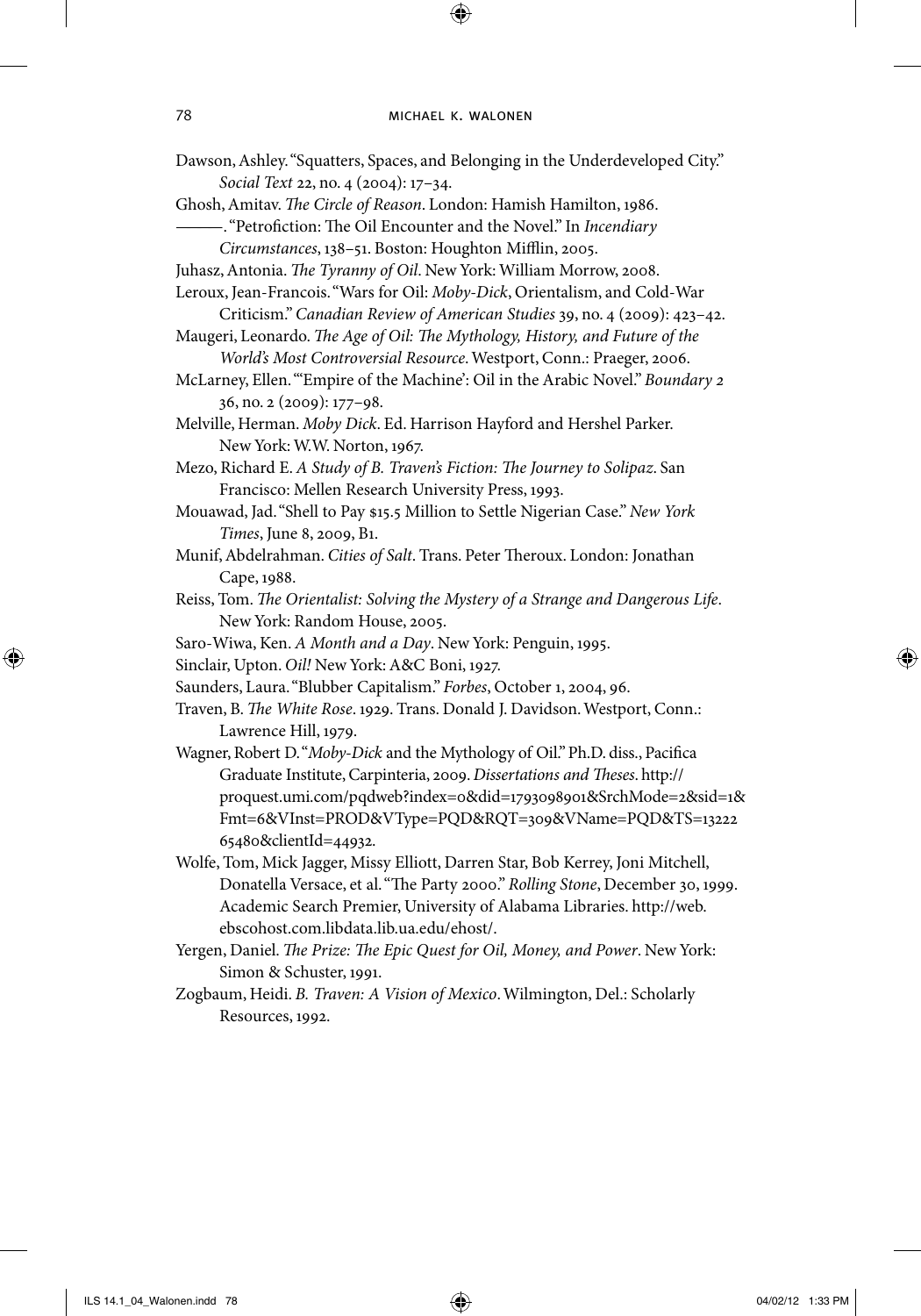Dawson, Ashley. "Squatters, Spaces, and Belonging in the Underdeveloped City." *Social Text* 22, no. 4 (2004): 17–34.

Ghosh, Amitav. *The Circle of Reason*. London: Hamish Hamilton, 1986.

———. "Petrofiction: The Oil Encounter and the Novel." In *Incendiary Circumstances*, 138–51. Boston: Houghton Mifflin, 2005.

Juhasz, Antonia. *The Tyranny of Oil*. New York: William Morrow, 2008.

Leroux, Jean-Francois. "Wars for Oil: *Moby-Dick*, Orientalism, and Cold-War Criticism." *Canadian Review of American Studies* 39, no. 4 (2009): 423–42.

Maugeri, Leonardo. *The Age of Oil: The Mythology, History, and Future of the World's Most Controversial Resource*. Westport, Conn.: Praeger, 2006.

McLarney, Ellen. "'Empire of the Machine': Oil in the Arabic Novel." *Boundary 2* 36, no. 2 (2009): 177–98.

Melville, Herman. *Moby Dick*. Ed. Harrison Hayford and Hershel Parker. New York: W.W. Norton, 1967.

Mezo, Richard E. *A Study of B. Traven's Fiction: The Journey to Solipaz*. San Francisco: Mellen Research University Press, 1993.

Mouawad, Jad. "Shell to Pay $15.5 Million to Settle Nigerian Case." *New York Times*, June 8, 2009, B1.

Munif, Abdelrahman. *Cities of Salt*. Trans. Peter Theroux. London: Jonathan Cape, 1988.

Reiss, Tom. *The Orientalist: Solving the Mystery of a Strange and Dangerous Life*. New York: Random House, 2005.

Saro-Wiwa, Ken. *A Month and a Day*. New York: Penguin, 1995.

Sinclair, Upton. *Oil!* New York: A&C Boni, 1927.

Saunders, Laura. "Blubber Capitalism." *Forbes*, October 1, 2004, 96.

Traven, B. *The White Rose*. 1929. Trans. Donald J. Davidson. Westport, Conn.: Lawrence Hill, 1979.

Wagner, Robert D. "*Moby-Dick* and the Mythology of Oil." Ph.D. diss., Pacifica Graduate Institute, Carpinteria, 2009. *Dissertations and Theses*. http://proquest.umi.com/pqdweb?index=0&did=1793098901&SrchMode=2&sid=1&Fmt=6&VInst=PROD&VType=PQD&RQT=309&VName=PQD&TS=1322265480&clientId=44932.

Wolfe, Tom, Mick Jagger, Missy Elliott, Darren Star, Bob Kerrey, Joni Mitchell, Donatella Versace, et al. "The Party 2000." *Rolling Stone*, December 30, 1999. Academic Search Premier, University of Alabama Libraries. http://web.ebscohost.com.libdata.lib.ua.edu/ehost/.

Yergen, Daniel. *The Prize: The Epic Quest for Oil, Money, and Power*. New York: Simon & Schuster, 1991.

Zogbaum, Heidi. *B. Traven: A Vision of Mexico*. Wilmington, Del.: Scholarly Resources, 1992.